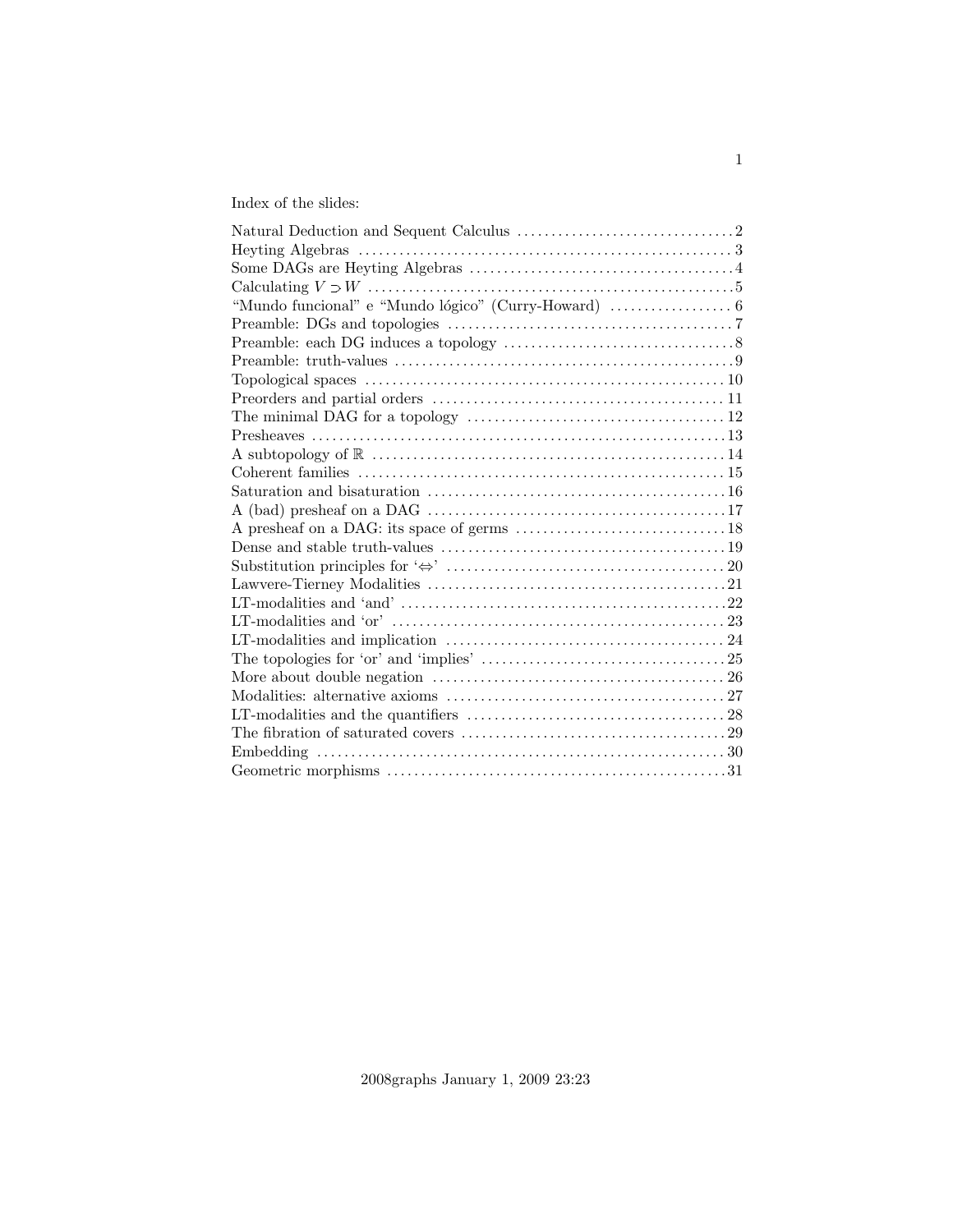Index of the slides:

| | |
|---|---|
| Natural Deduction and Sequent Calculus | 2 |
| Heyting Algebras | 3 |
| Some DAGs are Heyting Algebras | 4 |
| Calculating $V \supset W$ | 5 |
| "Mundo funcional" e "Mundo lógico" (Curry-Howard) | 6 |
| Preamble: DGs and topologies | 7 |
| Preamble: each DG induces a topology | 8 |
| Preamble: truth-values | 9 |
| Topological spaces | 10 |
| Preorders and partial orders | 11 |
| The minimal DAG for a topology | 12 |
| Presheaves | 13 |
| A subtopology of $\mathbb{R}$ | 14 |
| Coherent families | 15 |
| Saturation and bisaturation | 16 |
| A (bad) presheaf on a DAG | 17 |
| A presheaf on a DAG: its space of germs | 18 |
| Dense and stable truth-values | 19 |
| Substitution principles for '$\Leftrightarrow$' | 20 |
| Lawvere-Tierney Modalities | 21 |
| LT-modalities and 'and' | 22 |
| LT-modalities and 'or' | 23 |
| LT-modalities and implication | 24 |
| The topologies for 'or' and 'implies' | 25 |
| More about double negation | 26 |
| Modalities: alternative axioms | 27 |
| LT-modalities and the quantifiers | 28 |
| The fibration of saturated covers | 29 |
| Embedding | 30 |
| Geometric morphisms | 31 |

2008graphs January 1, 2009 23:23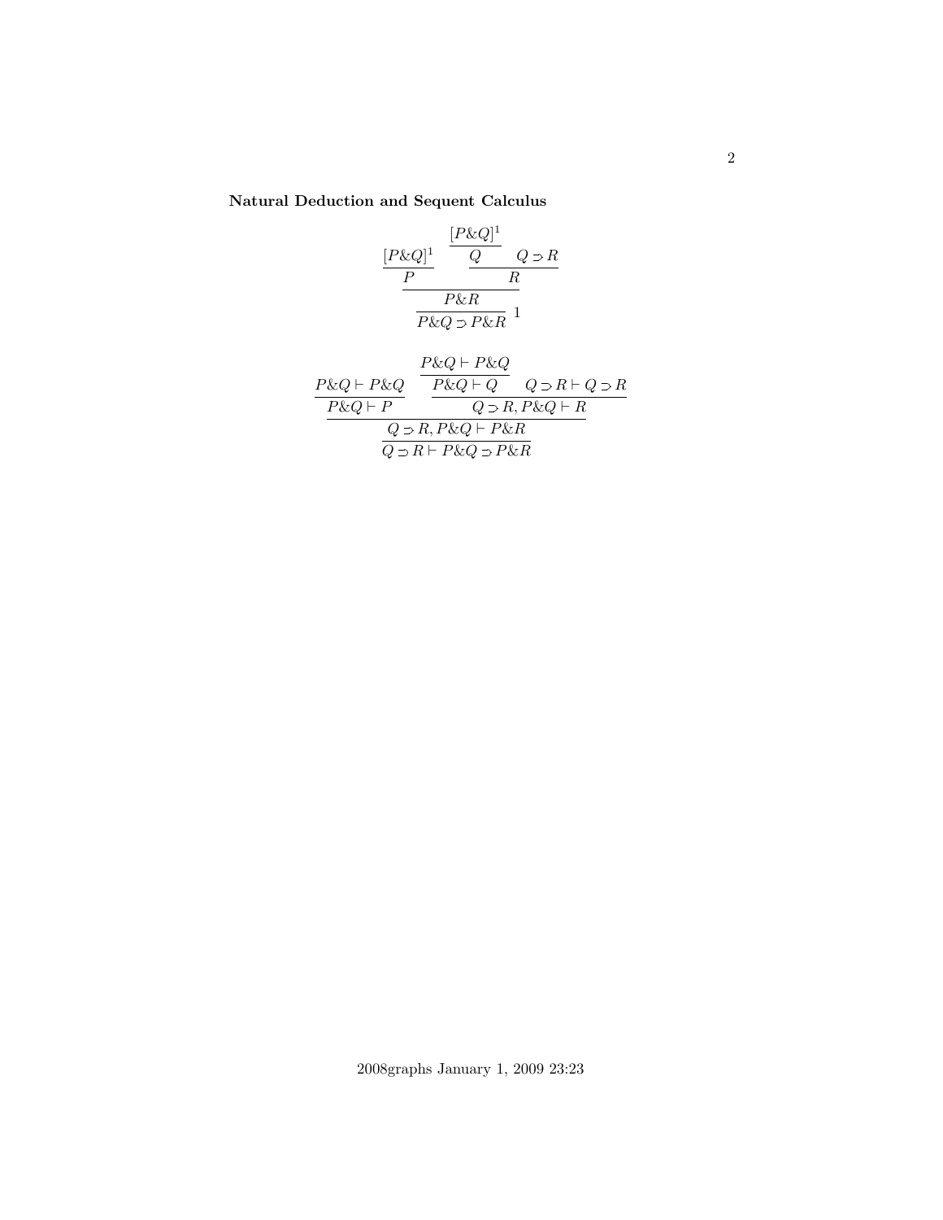**Natural Deduction and Sequent Calculus**

$$
\dfrac{\dfrac{\dfrac{[P\&Q]^1}{P} \qquad \dfrac{\dfrac{[P\&Q]^1}{Q} \qquad Q \supset R}{R}}{P\&R}}{P\&Q \supset P\&R}\ 1
$$

$$
\dfrac{\dfrac{\dfrac{P\&Q \vdash P\&Q}{P\&Q \vdash P} \qquad \dfrac{\dfrac{P\&Q \vdash P\&Q}{P\&Q \vdash Q} \qquad Q \supset R \vdash Q \supset R}{Q \supset R, P\&Q \vdash R}}{Q \supset R, P\&Q \vdash P\&R}}{Q \supset R \vdash P\&Q \supset P\&R}
$$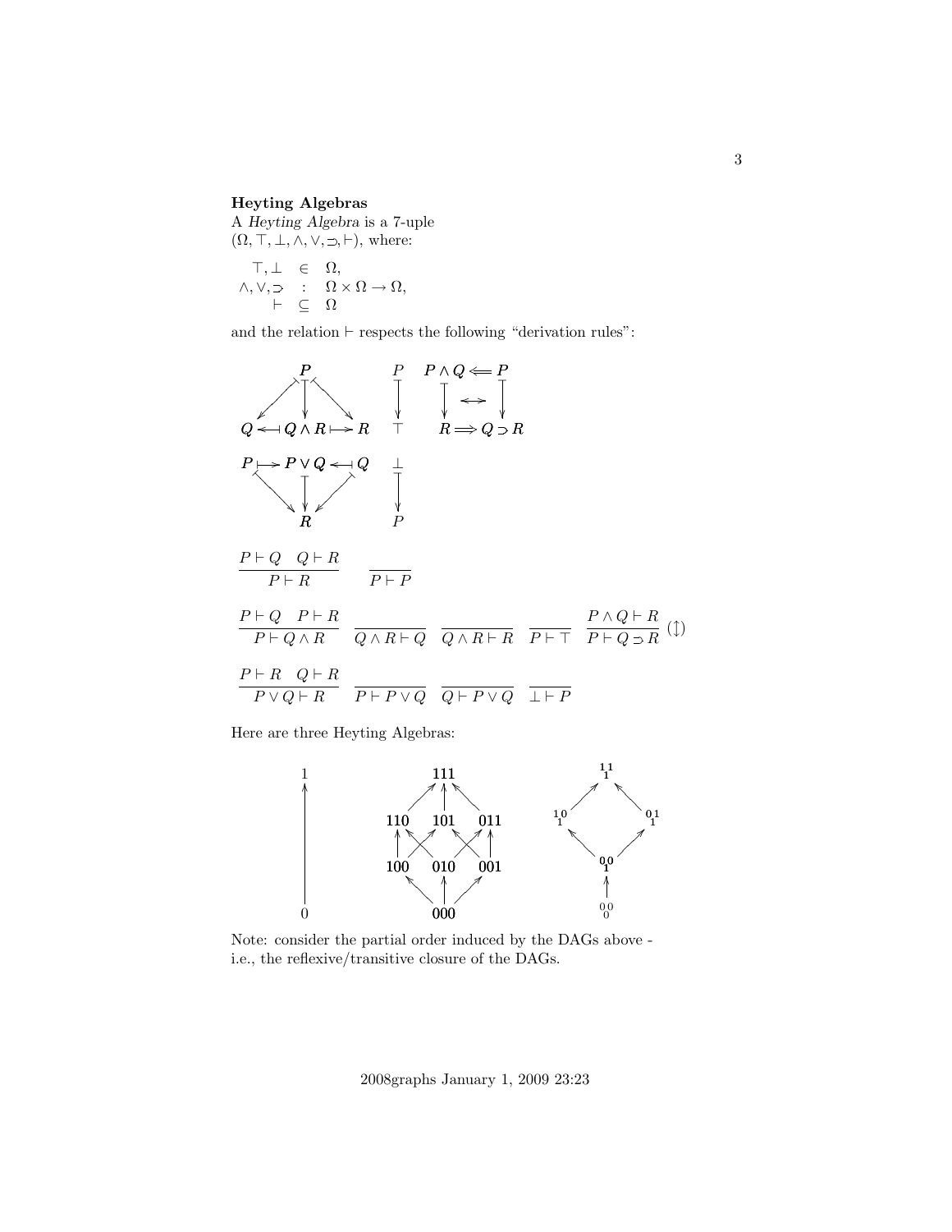**Heyting Algebras**

A *Heyting Algebra* is a 7-uple $(\Omega, \top, \bot, \wedge, \vee, \supset, \vdash)$, where:

$$
\begin{array}{rcl}
\top, \bot & \in & \Omega, \\
\wedge, \vee, \supset & : & \Omega \times \Omega \to \Omega, \\
\vdash & \subseteq & \Omega
\end{array}
$$

and the relation $\vdash$ respects the following "derivation rules":

$$
\begin{array}{ccc}
 & P & \\
\swarrow & \downarrow & \searrow \\
Q \longleftarrow & Q \wedge R & \longmapsto R
\end{array}
\qquad
\begin{array}{c}
P \\ \downarrow \\ \top
\end{array}
\qquad
\begin{array}{ccc}
P \wedge Q & \Longleftarrow & P \\
\downarrow & \leftrightarrow & \downarrow \\
R & \Longrightarrow & Q \supset R
\end{array}
$$

$$
\begin{array}{ccc}
P \longmapsto & P \vee Q & \longleftarrow Q \\
\searrow & \downarrow & \swarrow \\
 & R &
\end{array}
\qquad
\begin{array}{c}
\bot \\ \downarrow \\ P
\end{array}
$$

$$
\frac{P \vdash Q \quad Q \vdash R}{P \vdash R} \qquad \frac{}{P \vdash P}
$$

$$
\frac{P \vdash Q \quad P \vdash R}{P \vdash Q \wedge R} \quad \frac{}{Q \wedge R \vdash Q} \quad \frac{}{Q \wedge R \vdash R} \quad \frac{}{P \vdash \top} \quad \frac{P \wedge Q \vdash R}{P \vdash Q \supset R}\ (\updownarrow)
$$

$$
\frac{P \vdash R \quad Q \vdash R}{P \vee Q \vdash R} \quad \frac{}{P \vdash P \vee Q} \quad \frac{}{Q \vdash P \vee Q} \quad \frac{}{\bot \vdash P}
$$

Here are three Heyting Algebras:

- First: $0 \to 1$.
- Second: $000 \to 100, 010, 001$; $100 \to 110, 101$; $010 \to 110, 011$; $001 \to 101, 011$; $110, 101, 011 \to 111$.
- Third: $\begin{smallmatrix}0\,0\\0\end{smallmatrix} \to \begin{smallmatrix}0\,0\\1\end{smallmatrix}$; $\begin{smallmatrix}0\,0\\1\end{smallmatrix} \to \begin{smallmatrix}1\,0\\1\end{smallmatrix}, \begin{smallmatrix}0\,1\\1\end{smallmatrix}$; $\begin{smallmatrix}1\,0\\1\end{smallmatrix}, \begin{smallmatrix}0\,1\\1\end{smallmatrix} \to \begin{smallmatrix}1\,1\\1\end{smallmatrix}$.

Note: consider the partial order induced by the DAGs above - i.e., the reflexive/transitive closure of the DAGs.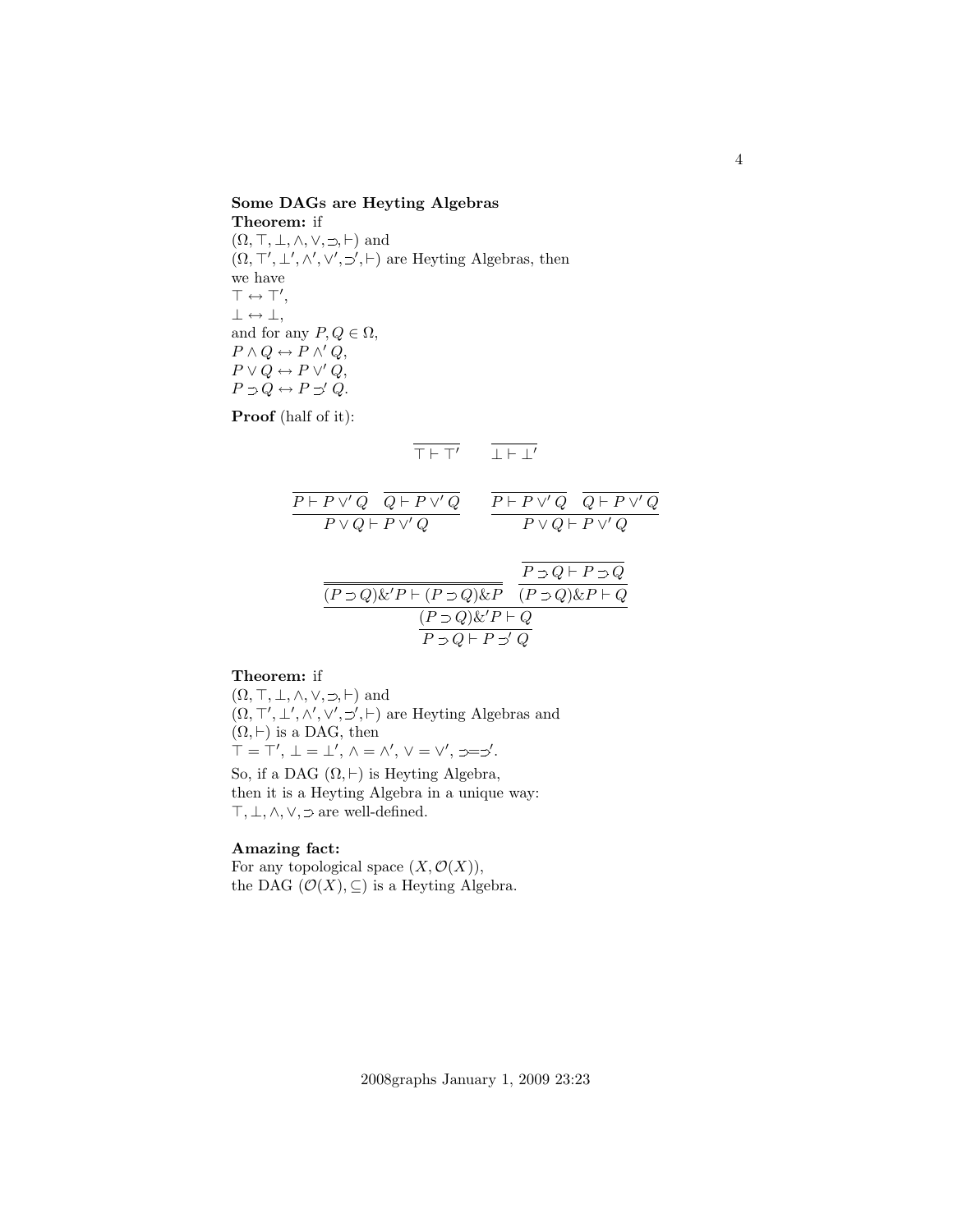**Some DAGs are Heyting Algebras**

**Theorem:** if
$(\Omega, \top, \bot, \wedge, \vee, \supset, \vdash)$ and
$(\Omega, \top', \bot', \wedge', \vee', \supset', \vdash)$ are Heyting Algebras, then
we have
$\top \leftrightarrow \top'$,
$\bot \leftrightarrow \bot$,
and for any $P, Q \in \Omega$,
$P \wedge Q \leftrightarrow P \wedge' Q$,
$P \vee Q \leftrightarrow P \vee' Q$,
$P \supset Q \leftrightarrow P \supset' Q$.

**Proof** (half of it):

$$\dfrac{}{\top \vdash \top'} \qquad \dfrac{}{\bot \vdash \bot'}$$

$$\dfrac{\dfrac{}{P \vdash P \vee' Q} \quad \dfrac{}{Q \vdash P \vee' Q}}{P \vee Q \vdash P \vee' Q} \qquad \dfrac{\dfrac{}{P \vdash P \vee' Q} \quad \dfrac{}{Q \vdash P \vee' Q}}{P \vee Q \vdash P \vee' Q}$$

$$\dfrac{\dfrac{\dfrac{}{(P \supset Q) \&' P \vdash (P \supset Q) \& P} \quad \dfrac{\dfrac{}{P \supset Q \vdash P \supset Q}}{(P \supset Q) \& P \vdash Q}}{(P \supset Q) \&' P \vdash Q}}{P \supset Q \vdash P \supset' Q}$$

**Theorem:** if
$(\Omega, \top, \bot, \wedge, \vee, \supset, \vdash)$ and
$(\Omega, \top', \bot', \wedge', \vee', \supset', \vdash)$ are Heyting Algebras and
$(\Omega, \vdash)$ is a DAG, then
$\top = \top'$, $\bot = \bot'$, $\wedge = \wedge'$, $\vee = \vee'$, $\supset = \supset'$.

So, if a DAG $(\Omega, \vdash)$ is Heyting Algebra,
then it is a Heyting Algebra in a unique way:
$\top, \bot, \wedge, \vee, \supset$ are well-defined.

**Amazing fact:**
For any topological space $(X, \mathcal{O}(X))$,
the DAG $(\mathcal{O}(X), \subseteq)$ is a Heyting Algebra.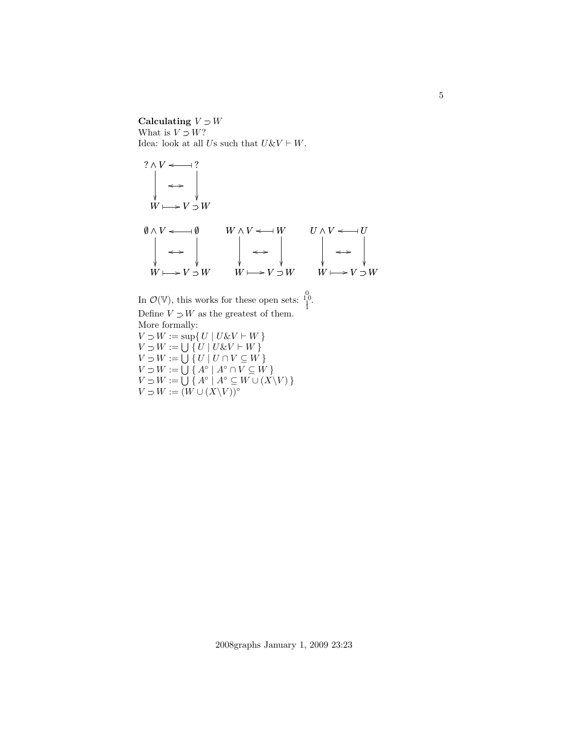**Calculating $V \supset W$**

What is $V \supset W$?

Idea: look at all $U$s such that $U\&V \vdash W$.

$$
\begin{array}{ccc}
? \wedge V & \longleftarrow\!\!| & ? \\
\downarrow & \leftrightarrow & \downarrow \\
W & \longmapsto & V \supset W
\end{array}
$$

$$
\begin{array}{ccc}
\emptyset \wedge V & \longleftarrow\!\!| & \emptyset \\
\downarrow & \leftrightarrow & \downarrow \\
W & \longmapsto & V \supset W
\end{array}
\qquad
\begin{array}{ccc}
W \wedge V & \longleftarrow\!\!| & W \\
\downarrow & \leftrightarrow & \downarrow \\
W & \longmapsto & V \supset W
\end{array}
\qquad
\begin{array}{ccc}
U \wedge V & \longleftarrow\!\!| & U \\
\downarrow & \leftrightarrow & \downarrow \\
W & \longmapsto & V \supset W
\end{array}
$$

In $\mathcal{O}(\mathbb{V})$, this works for these open sets: $\begin{smallmatrix} & 0 & \\ 1 & & 0 \\ & 1 & \end{smallmatrix}$.

Define $V \supset W$ as the greatest of them.

More formally:

$V \supset W := \sup\{\, U \mid U\&V \vdash W \,\}$

$V \supset W := \bigcup\,\{\, U \mid U\&V \vdash W \,\}$

$V \supset W := \bigcup\,\{\, U \mid U \cap V \subseteq W \,\}$

$V \supset W := \bigcup\,\{\, A^\circ \mid A^\circ \cap V \subseteq W \,\}$

$V \supset W := \bigcup\,\{\, A^\circ \mid A^\circ \subseteq W \cup (X \backslash V) \,\}$

$V \supset W := (W \cup (X \backslash V))^\circ$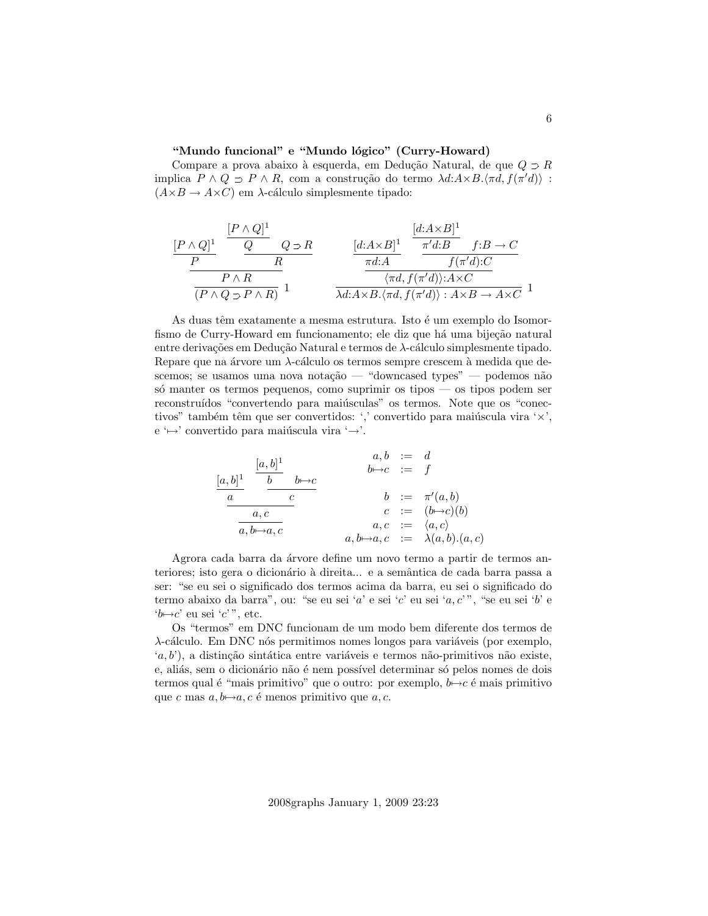**"Mundo funcional" e "Mundo lógico" (Curry-Howard)**

Compare a prova abaixo à esquerda, em Dedução Natural, de que $Q \supset R$ implica $P \land Q \supset P \land R$, com a construção do termo $\lambda d{:}A{\times}B.\langle \pi d, f(\pi' d)\rangle$ : $(A{\times}B \to A{\times}C)$ em $\lambda$-cálculo simplesmente tipado:

$$
\dfrac{\dfrac{\dfrac{[P\land Q]^1}{P} \qquad \dfrac{\dfrac{[P\land Q]^1}{Q} \quad Q\supset R}{R}}{P\land R}}{(P\land Q\supset P\land R)}\,1
\qquad\qquad
\dfrac{\dfrac{\dfrac{[d{:}A{\times}B]^1}{\pi d{:}A} \qquad \dfrac{\dfrac{[d{:}A{\times}B]^1}{\pi' d{:}B} \quad f{:}B\to C}{f(\pi' d){:}C}}{\langle \pi d, f(\pi' d)\rangle{:}A{\times}C}}{\lambda d{:}A{\times}B.\langle \pi d, f(\pi' d)\rangle : A{\times}B \to A{\times}C}\,1
$$

As duas têm exatamente a mesma estrutura. Isto é um exemplo do Isomorfismo de Curry-Howard em funcionamento; ele diz que há uma bijeção natural entre derivações em Dedução Natural e termos de $\lambda$-cálculo simplesmente tipado. Repare que na árvore um $\lambda$-cálculo os termos sempre crescem à medida que descemos; se usamos uma nova notação — "downcased types" — podemos não só manter os termos pequenos, como suprimir os tipos — os tipos podem ser reconstruídos "convertendo para maiúsculas" os termos. Note que os "conectivos" também têm que ser convertidos: ',' convertido para maiúscula vira '$\times$', e '$\mapsto$' convertido para maiúscula vira '$\to$'.

$$
\dfrac{\dfrac{\dfrac{[a,b]^1}{a} \qquad \dfrac{\dfrac{[a,b]^1}{b} \quad b{\mapsto}c}{c}}{a,c}}{a,b{\mapsto}a,c}
\qquad\qquad
\begin{array}{rcl}
a,b & := & d \\
b{\mapsto}c & := & f \\
\\
b & := & \pi'(a,b) \\
c & := & (b{\mapsto}c)(b) \\
a,c & := & \langle a,c\rangle \\
a,b{\mapsto}a,c & := & \lambda(a,b).(a,c)
\end{array}
$$

Agrora cada barra da árvore define um novo termo a partir de termos anteriores; isto gera o dicionário à direita... e a semântica de cada barra passa a ser: "se eu sei o significado dos termos acima da barra, eu sei o significado do termo abaixo da barra", ou: "se eu sei '$a$' e sei '$c$' eu sei '$a,c$'", "se eu sei '$b$' e '$b{\mapsto}c$' eu sei '$c$'", etc.

Os "termos" em DNC funcionam de um modo bem diferente dos termos de $\lambda$-cálculo. Em DNC nós permitimos nomes longos para variáveis (por exemplo, '$a,b$'), a distinção sintática entre variáveis e termos não-primitivos não existe, e, aliás, sem o dicionário não é nem possível determinar só pelos nomes de dois termos qual é "mais primitivo" que o outro: por exemplo, $b{\mapsto}c$ é mais primitivo que $c$ mas $a,b{\mapsto}a,c$ é menos primitivo que $a,c$.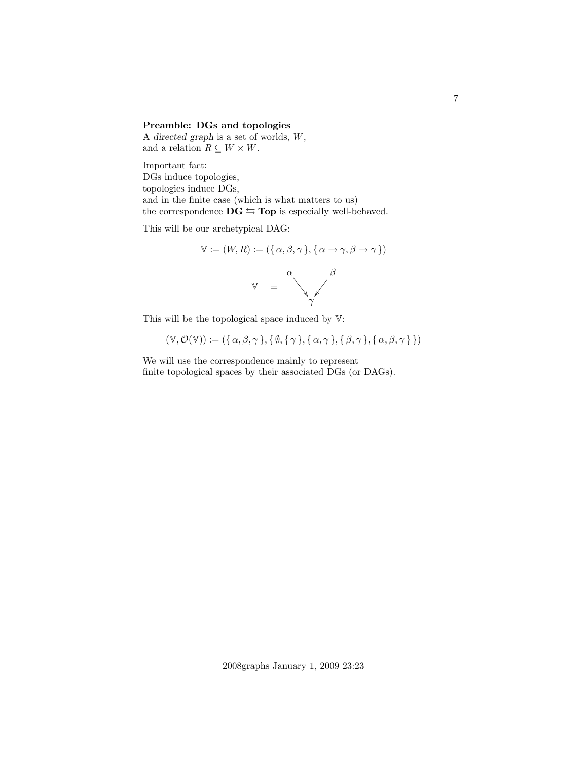**Preamble: DGs and topologies**

A *directed graph* is a set of worlds, $W$,
and a relation $R \subseteq W \times W$.

Important fact:
DGs induce topologies,
topologies induce DGs,
and in the finite case (which is what matters to us)
the correspondence $\mathbf{DG} \leftrightarrows \mathbf{Top}$ is especially well-behaved.

This will be our archetypical DAG:

$$\mathbb{V} := (W, R) := (\{\, \alpha, \beta, \gamma \,\}, \{\, \alpha \to \gamma, \beta \to \gamma \,\})$$

$$\mathbb{V} \quad \equiv \quad \begin{array}{ccc} \alpha & & \beta \\ & \searrow \;\; \swarrow & \\ & \gamma & \end{array}$$

This will be the topological space induced by $\mathbb{V}$:

$$(\mathbb{V}, \mathcal{O}(\mathbb{V})) := (\{\, \alpha, \beta, \gamma \,\}, \{\, \emptyset, \{\, \gamma \,\}, \{\, \alpha, \gamma \,\}, \{\, \beta, \gamma \,\}, \{\, \alpha, \beta, \gamma \,\} \,\})$$

We will use the correspondence mainly to represent
finite topological spaces by their associated DGs (or DAGs).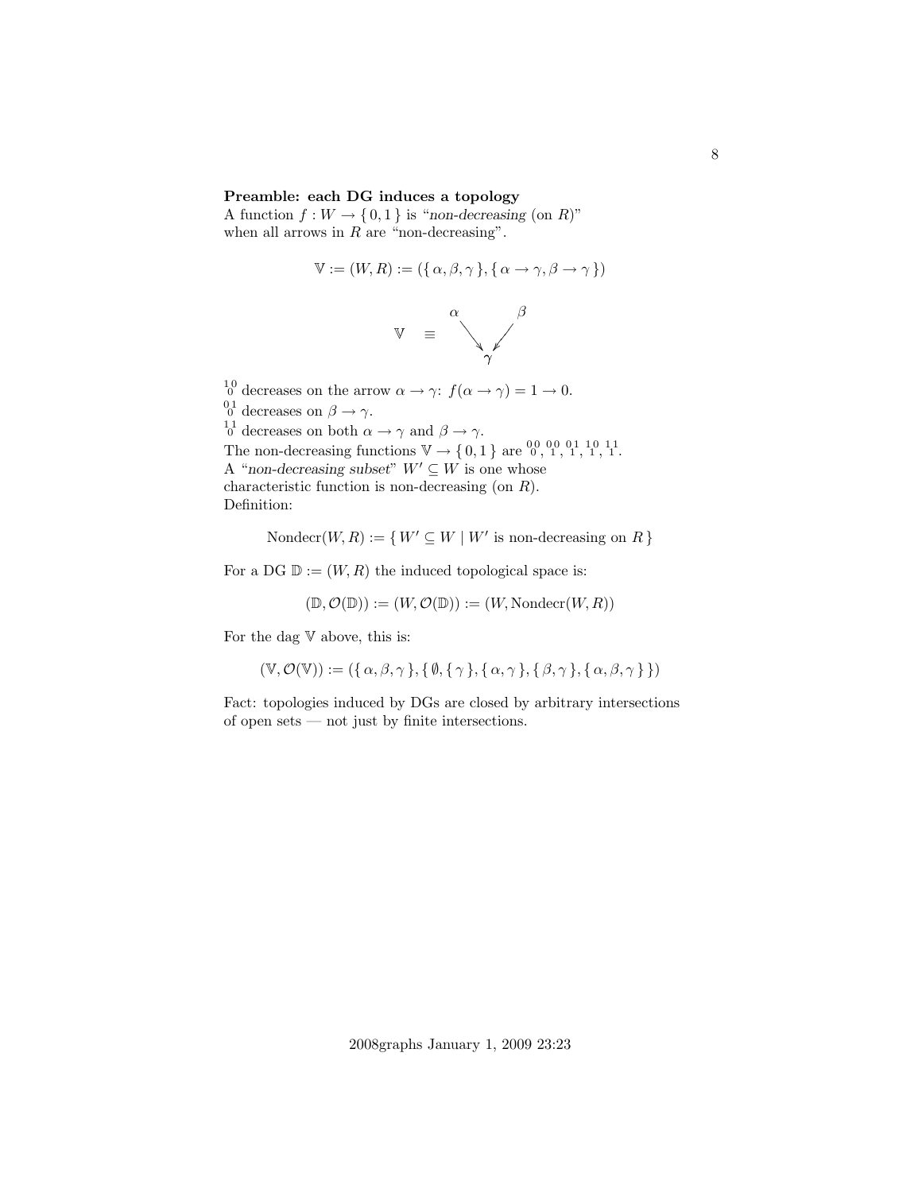**Preamble: each DG induces a topology**

A function $f : W \to \{0,1\}$ is "*non-decreasing* (on $R$)" when all arrows in $R$ are "non-decreasing".

$$\mathbb{V} := (W,R) := (\{\alpha,\beta,\gamma\},\{\alpha\to\gamma,\beta\to\gamma\})$$

$$\mathbb{V} \quad \equiv \quad \begin{matrix} \alpha & & \beta \\ & \searrow\ \swarrow & \\ & \gamma & \end{matrix}$$

${}^{1\,0}_{\;0}$ decreases on the arrow $\alpha \to \gamma$: $f(\alpha\to\gamma) = 1 \to 0$.
${}^{0\,1}_{\;0}$ decreases on $\beta \to \gamma$.
${}^{1\,1}_{\;0}$ decreases on both $\alpha\to\gamma$ and $\beta\to\gamma$.
The non-decreasing functions $\mathbb{V} \to \{0,1\}$ are ${}^{0\,0}_{\;0}, {}^{0\,0}_{\;1}, {}^{0\,1}_{\;1}, {}^{1\,0}_{\;1}, {}^{1\,1}_{\;1}$.
A "*non-decreasing subset*" $W' \subseteq W$ is one whose characteristic function is non-decreasing (on $R$).
Definition:

$$\mathrm{Nondecr}(W,R) := \{\, W' \subseteq W \mid W' \text{ is non-decreasing on } R \,\}$$

For a DG $\mathbb{D} := (W,R)$ the induced topological space is:

$$(\mathbb{D},\mathcal{O}(\mathbb{D})) := (W,\mathcal{O}(\mathbb{D})) := (W,\mathrm{Nondecr}(W,R))$$

For the dag $\mathbb{V}$ above, this is:

$$(\mathbb{V},\mathcal{O}(\mathbb{V})) := (\{\alpha,\beta,\gamma\},\{\emptyset,\{\gamma\},\{\alpha,\gamma\},\{\beta,\gamma\},\{\alpha,\beta,\gamma\}\})$$

Fact: topologies induced by DGs are closed by arbitrary intersections of open sets — not just by finite intersections.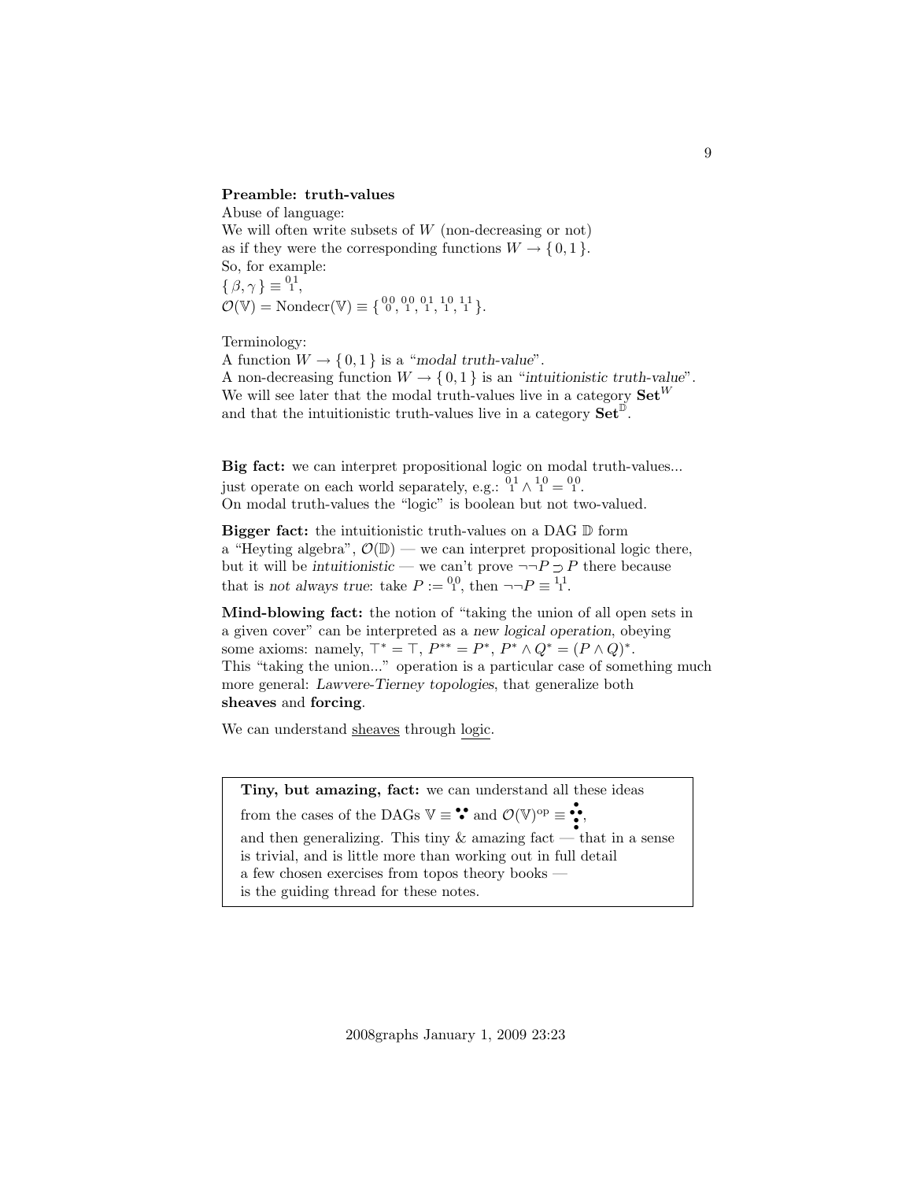**Preamble: truth-values**

Abuse of language:
We will often write subsets of $W$ (non-decreasing or not)
as if they were the corresponding functions $W \to \{0,1\}$.
So, for example:
$\{\beta,\gamma\} \equiv {}^{0}_{\ }{}^{1}_{1}$,
$\mathcal{O}(\mathbb{V}) = \mathrm{Nondecr}(\mathbb{V}) \equiv \{ {}^{0\,0}_{\ 0}, {}^{0\,0}_{\ 1}, {}^{0\,1}_{\ 1}, {}^{1\,0}_{\ 1}, {}^{1\,1}_{\ 1} \}$.

Terminology:
A function $W \to \{0,1\}$ is a "*modal truth-value*".
A non-decreasing function $W \to \{0,1\}$ is an "*intuitionistic truth-value*".
We will see later that the modal truth-values live in a category $\mathbf{Set}^W$
and that the intuitionistic truth-values live in a category $\mathbf{Set}^{\mathbb{D}}$.

**Big fact:** we can interpret propositional logic on modal truth-values...
just operate on each world separately, e.g.: ${}^{0\,1}_{\ 1} \wedge {}^{1\,0}_{\ 1} = {}^{0\,0}_{\ 1}$.
On modal truth-values the "logic" is boolean but not two-valued.

**Bigger fact:** the intuitionistic truth-values on a DAG $\mathbb{D}$ form
a "Heyting algebra", $\mathcal{O}(\mathbb{D})$ — we can interpret propositional logic there,
but it will be *intuitionistic* — we can't prove $\neg\neg P \supset P$ there because
that is *not always true*: take $P := {}^{0\,0}_{\ 1}$, then $\neg\neg P \equiv {}^{1\,1}_{\ 1}$.

**Mind-blowing fact:** the notion of "taking the union of all open sets in
a given cover" can be interpreted as a *new logical operation*, obeying
some axioms: namely, $\top^* = \top$, $P^{**} = P^*$, $P^* \wedge Q^* = (P \wedge Q)^*$.
This "taking the union..." operation is a particular case of something much
more general: *Lawvere-Tierney topologies*, that generalize both
**sheaves** and **forcing**.

We can understand sheaves through logic.

**Tiny, but amazing, fact:** we can understand all these ideas
from the cases of the DAGs $\mathbb{V} \equiv$ ∵ and $\mathcal{O}(\mathbb{V})^{\mathrm{op}} \equiv$ ⁘,
and then generalizing. This tiny & amazing fact — that in a sense
is trivial, and is little more than working out in full detail
a few chosen exercises from topos theory books —
is the guiding thread for these notes.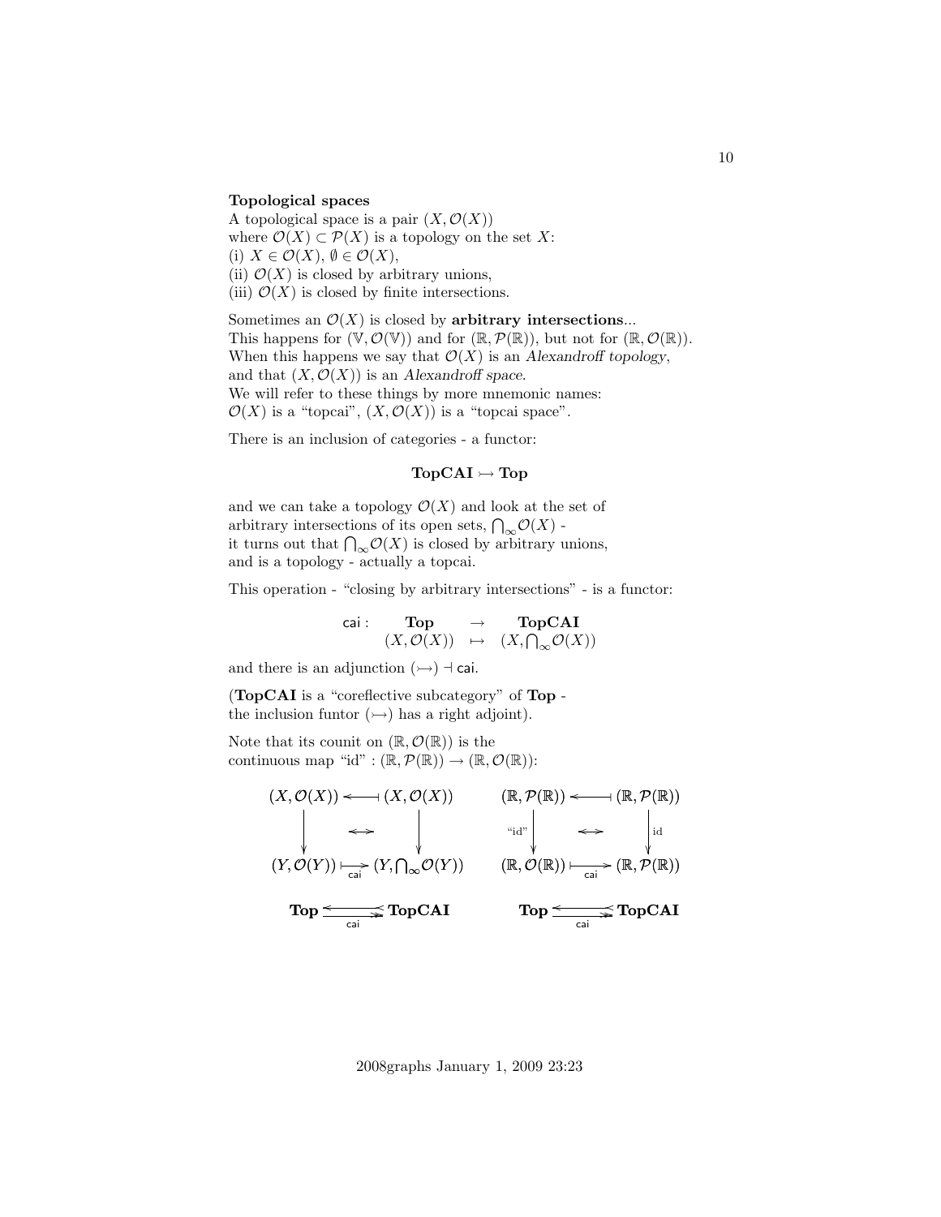**Topological spaces**

A topological space is a pair $(X, \mathcal{O}(X))$
where $\mathcal{O}(X) \subset \mathcal{P}(X)$ is a topology on the set $X$:
(i) $X \in \mathcal{O}(X)$, $\emptyset \in \mathcal{O}(X)$,
(ii) $\mathcal{O}(X)$ is closed by arbitrary unions,
(iii) $\mathcal{O}(X)$ is closed by finite intersections.

Sometimes an $\mathcal{O}(X)$ is closed by **arbitrary intersections**...
This happens for $(\mathbb{V}, \mathcal{O}(\mathbb{V}))$ and for $(\mathbb{R}, \mathcal{P}(\mathbb{R}))$, but not for $(\mathbb{R}, \mathcal{O}(\mathbb{R}))$.
When this happens we say that $\mathcal{O}(X)$ is an *Alexandroff topology*,
and that $(X, \mathcal{O}(X))$ is an *Alexandroff space*.
We will refer to these things by more mnemonic names:
$\mathcal{O}(X)$ is a "topcai", $(X, \mathcal{O}(X))$ is a "topcai space".

There is an inclusion of categories - a functor:

$$\mathbf{TopCAI} \rightarrowtail \mathbf{Top}$$

and we can take a topology $\mathcal{O}(X)$ and look at the set of
arbitrary intersections of its open sets, $\bigcap_\infty \mathcal{O}(X)$ -
it turns out that $\bigcap_\infty \mathcal{O}(X)$ is closed by arbitrary unions,
and is a topology - actually a topcai.

This operation - "closing by arbitrary intersections" - is a functor:

$$\begin{array}{rccc} \mathsf{cai}: & \mathbf{Top} & \to & \mathbf{TopCAI} \\ & (X, \mathcal{O}(X)) & \mapsto & (X, \bigcap_\infty \mathcal{O}(X)) \end{array}$$

and there is an adjunction $(\rightarrowtail) \dashv \mathsf{cai}$.

(**TopCAI** is a "coreflective subcategory" of **Top** -
the inclusion funtor $(\rightarrowtail)$ has a right adjoint).

Note that its counit on $(\mathbb{R}, \mathcal{O}(\mathbb{R}))$ is the
continuous map "id" : $(\mathbb{R}, \mathcal{P}(\mathbb{R})) \to (\mathbb{R}, \mathcal{O}(\mathbb{R}))$:

$$\begin{array}{ccc} (X, \mathcal{O}(X)) & \longleftarrow\!\shortmid & (X, \mathcal{O}(X)) \\ \downarrow & \leftrightarrow & \downarrow \\ (Y, \mathcal{O}(Y)) & \underset{\mathsf{cai}}{\longmapsto} & (Y, \bigcap_\infty \mathcal{O}(Y)) \end{array} \qquad \begin{array}{ccc} (\mathbb{R}, \mathcal{P}(\mathbb{R})) & \longleftarrow\!\shortmid & (\mathbb{R}, \mathcal{P}(\mathbb{R})) \\ \text{"id"} \downarrow & \leftrightarrow & \downarrow \text{id} \\ (\mathbb{R}, \mathcal{O}(\mathbb{R})) & \underset{\mathsf{cai}}{\longmapsto} & (\mathbb{R}, \mathcal{P}(\mathbb{R})) \end{array}$$

$$\mathbf{Top} \underset{\mathsf{cai}}{\rightleftarrows} \mathbf{TopCAI} \qquad\qquad \mathbf{Top} \underset{\mathsf{cai}}{\rightleftarrows} \mathbf{TopCAI}$$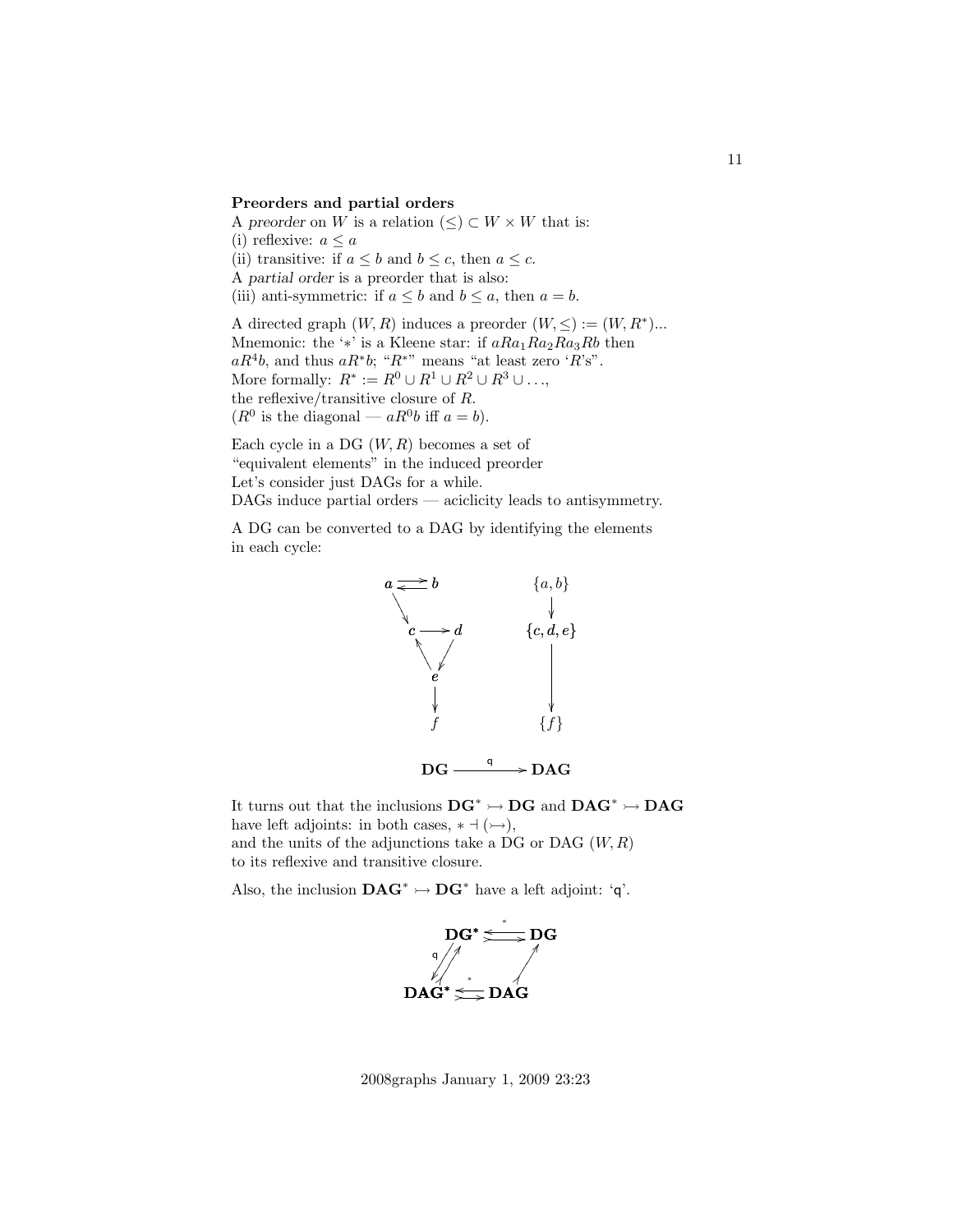**Preorders and partial orders**

A *preorder* on $W$ is a relation $(\leq) \subset W \times W$ that is:
(i) reflexive: $a \leq a$
(ii) transitive: if $a \leq b$ and $b \leq c$, then $a \leq c$.
A *partial order* is a preorder that is also:
(iii) anti-symmetric: if $a \leq b$ and $b \leq a$, then $a = b$.

A directed graph $(W, R)$ induces a preorder $(W, \leq) := (W, R^*)$...
Mnemonic: the '$*$' is a Kleene star: if $aRa_1Ra_2Ra_3Rb$ then $aR^4b$, and thus $aR^*b$; "$R^*$" means "at least zero '$R$'s".
More formally: $R^* := R^0 \cup R^1 \cup R^2 \cup R^3 \cup \ldots$,
the reflexive/transitive closure of $R$.
($R^0$ is the diagonal — $aR^0b$ iff $a = b$).

Each cycle in a DG $(W, R)$ becomes a set of "equivalent elements" in the induced preorder
Let's consider just DAGs for a while.
DAGs induce partial orders — aciclicity leads to antisymmetry.

A DG can be converted to a DAG by identifying the elements in each cycle:

$$
\begin{array}{ccc}
a \rightleftarrows b & & \{a,b\} \\
\searrow & & \downarrow \\
c \longrightarrow d & & \{c,d,e\} \\
\nwarrow \;\; \swarrow & & \\
e & & \downarrow \\
\downarrow & & \\
f & & \{f\}
\end{array}
$$

$$\mathbf{DG} \xrightarrow{\;\mathsf{q}\;} \mathbf{DAG}$$

It turns out that the inclusions $\mathbf{DG}^* \rightarrowtail \mathbf{DG}$ and $\mathbf{DAG}^* \rightarrowtail \mathbf{DAG}$ have left adjoints: in both cases, $* \dashv (\rightarrowtail)$,
and the units of the adjunctions take a DG or DAG $(W, R)$ to its reflexive and transitive closure.

Also, the inclusion $\mathbf{DAG}^* \rightarrowtail \mathbf{DG}^*$ have a left adjoint: '$\mathsf{q}$'.

$$
\begin{array}{ccc}
\mathbf{DG^*} & \overset{*}{\underset{\rightarrowtail}{\leftleftarrows}} & \mathbf{DG} \\
{\scriptstyle \mathsf{q}}\swarrow\nearrow & & \nearrow \\
\mathbf{DAG^*} & \overset{*}{\underset{\rightarrowtail}{\leftleftarrows}} & \mathbf{DAG}
\end{array}
$$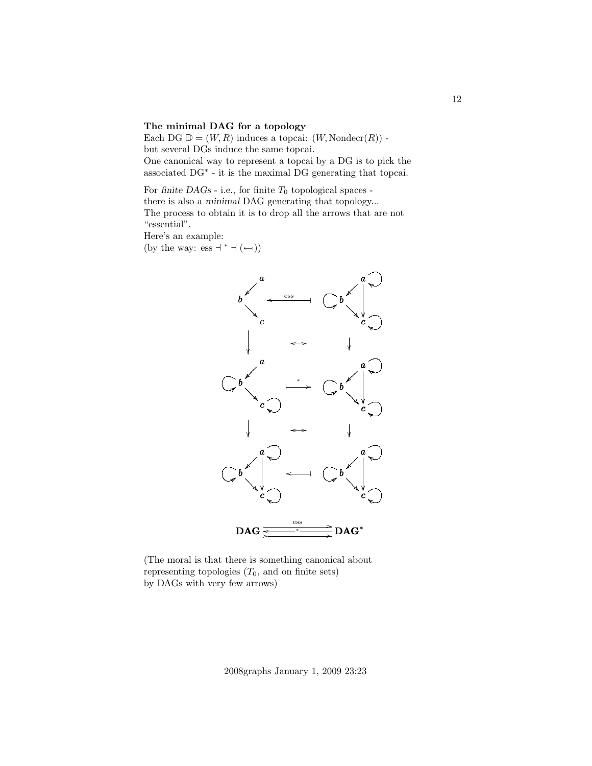**The minimal DAG for a topology**

Each DG $\mathbb{D} = (W, R)$ induces a topcai: $(W, \mathrm{Nondecr}(R))$ -
but several DGs induce the same topcai.
One canonical way to represent a topcai by a DG is to pick the associated $\mathrm{DG}^*$ - it is the maximal DG generating that topcai.

For *finite DAGs* - i.e., for finite $T_0$ topological spaces -
there is also a *minimal* DAG generating that topology...
The process to obtain it is to drop all the arrows that are not "essential".
Here's an example:
(by the way: $\mathrm{ess} \dashv {}^* \dashv (\hookleftarrow)$)

$$\mathbf{DAG} \underset{\longrightarrow}{\overset{\mathrm{ess}}{\underset{\longleftarrow\;*\;}{\longrightarrow}}} \mathbf{DAG^*}$$

(The moral is that there is something canonical about representing topologies ($T_0$, and on finite sets) by DAGs with very few arrows)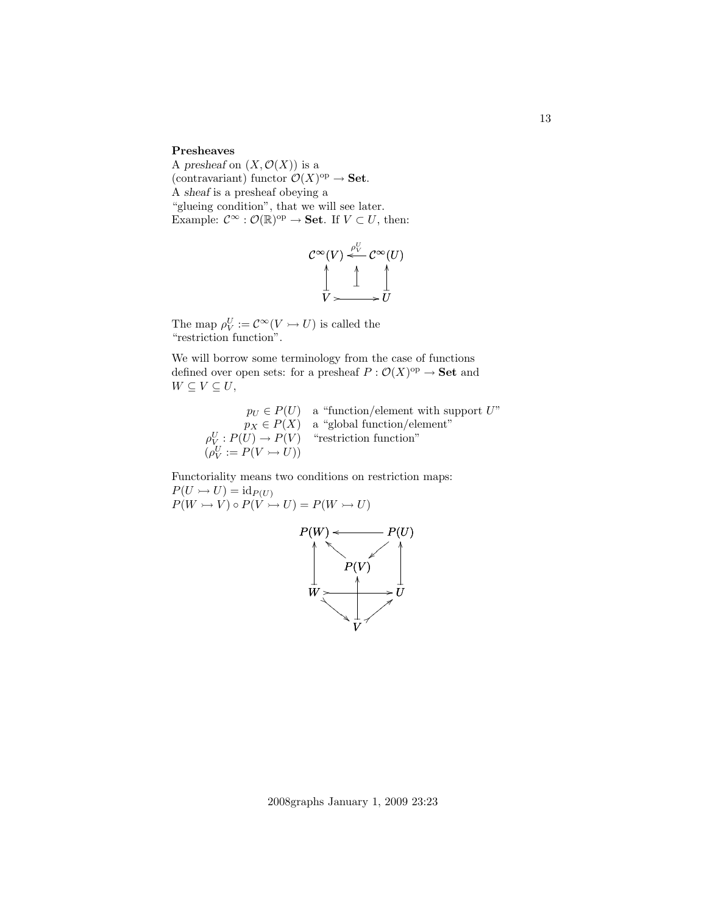**Presheaves**

A *presheaf* on $(X, \mathcal{O}(X))$ is a (contravariant) functor $\mathcal{O}(X)^{\text{op}} \to \mathbf{Set}$.
A *sheaf* is a presheaf obeying a "glueing condition", that we will see later.
Example: $\mathcal{C}^\infty : \mathcal{O}(\mathbb{R})^{\text{op}} \to \mathbf{Set}$. If $V \subset U$, then:

$$
\begin{array}{ccc}
\mathcal{C}^\infty(V) & \xleftarrow{\rho^U_V} & \mathcal{C}^\infty(U) \\
\uparrow & \uparrow & \uparrow \\
V & \rightarrowtail & U
\end{array}
$$

The map $\rho^U_V := \mathcal{C}^\infty(V \rightarrowtail U)$ is called the "restriction function".

We will borrow some terminology from the case of functions defined over open sets: for a presheaf $P : \mathcal{O}(X)^{\text{op}} \to \mathbf{Set}$ and $W \subseteq V \subseteq U$,

$$
\begin{array}{rl}
p_U \in P(U) & \text{a "function/element with support } U\text{"} \\
p_X \in P(X) & \text{a "global function/element"} \\
\rho^U_V : P(U) \to P(V) & \text{"restriction function"} \\
(\rho^U_V := P(V \rightarrowtail U)) &
\end{array}
$$

Functoriality means two conditions on restriction maps:
$P(U \rightarrowtail U) = \text{id}_{P(U)}$
$P(W \rightarrowtail V) \circ P(V \rightarrowtail U) = P(W \rightarrowtail U)$

$$
\begin{array}{ccccc}
P(W) & & \longleftarrow & & P(U) \\
\uparrow & \nwarrow & & \swarrow & \uparrow \\
 & & P(V) & & \\
 & & \uparrow & & \\
W & & \rightarrowtail & & U \\
 & \searrow & & \nearrow & \\
 & & V & &
\end{array}
$$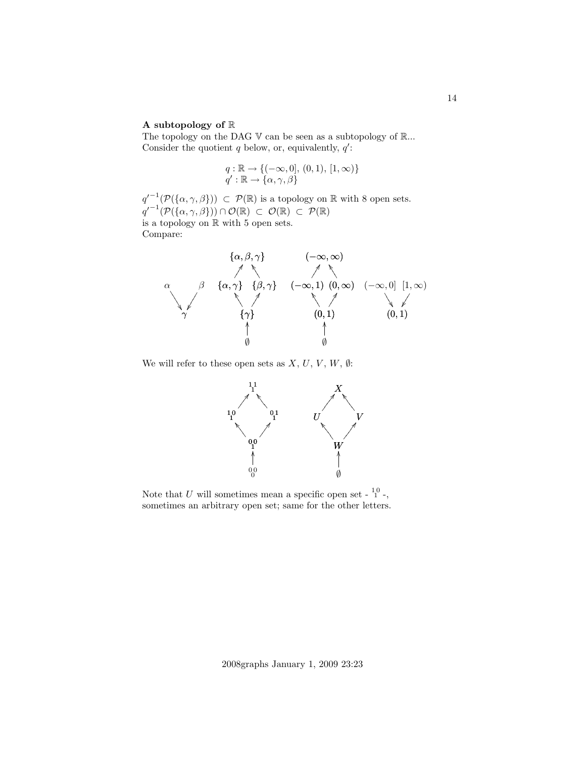**A subtopology of $\mathbb{R}$**

The topology on the DAG $\mathbb{V}$ can be seen as a subtopology of $\mathbb{R}$...
Consider the quotient $q$ below, or, equivalently, $q'$:

$$q : \mathbb{R} \to \{(-\infty, 0],\ (0, 1),\ [1, \infty)\}$$
$$q' : \mathbb{R} \to \{\alpha, \gamma, \beta\}$$

${q'}^{-1}(\mathcal{P}(\{\alpha, \gamma, \beta\})) \ \subset\ \mathcal{P}(\mathbb{R})$ is a topology on $\mathbb{R}$ with 8 open sets.
${q'}^{-1}(\mathcal{P}(\{\alpha, \gamma, \beta\})) \cap \mathcal{O}(\mathbb{R}) \ \subset\ \mathcal{O}(\mathbb{R}) \ \subset\ \mathcal{P}(\mathbb{R})$
is a topology on $\mathbb{R}$ with 5 open sets.
Compare:

$$\begin{array}{ccc} \alpha & & \beta \\ & \searrow \ \swarrow & \\ & \gamma & \end{array} \qquad \begin{array}{ccc} & \{\alpha,\beta,\gamma\} & \\ \nearrow & & \nwarrow \\ \{\alpha,\gamma\} & & \{\beta,\gamma\} \\ \nwarrow & & \nearrow \\ & \{\gamma\} & \\ & \uparrow & \\ & \emptyset & \end{array} \qquad \begin{array}{ccc} & (-\infty,\infty) & \\ \nearrow & & \nwarrow \\ (-\infty,1) & & (0,\infty) \\ \nwarrow & & \nearrow \\ & (0,1) & \\ & \uparrow & \\ & \emptyset & \end{array} \qquad \begin{array}{ccc} (-\infty,0] & & [1,\infty) \\ & \searrow \ \swarrow & \\ & (0,1) & \end{array}$$

We will refer to these open sets as $X$, $U$, $V$, $W$, $\emptyset$:

$$\begin{array}{ccc} & {}^{11}_{\ 1} & \\ \nearrow & & \nwarrow \\ {}^{10}_{\ 1} & & {}^{01}_{\ 1} \\ \nwarrow & & \nearrow \\ & {}^{00}_{\ 1} & \\ & \uparrow & \\ & {}^{00}_{\ 0} & \end{array} \qquad \begin{array}{ccc} & X & \\ \nearrow & & \nwarrow \\ U & & V \\ \nwarrow & & \nearrow \\ & W & \\ & \uparrow & \\ & \emptyset & \end{array}$$

Note that $U$ will sometimes mean a specific open set - ${}^{10}_{\ 1}$ -,
sometimes an arbitrary open set; same for the other letters.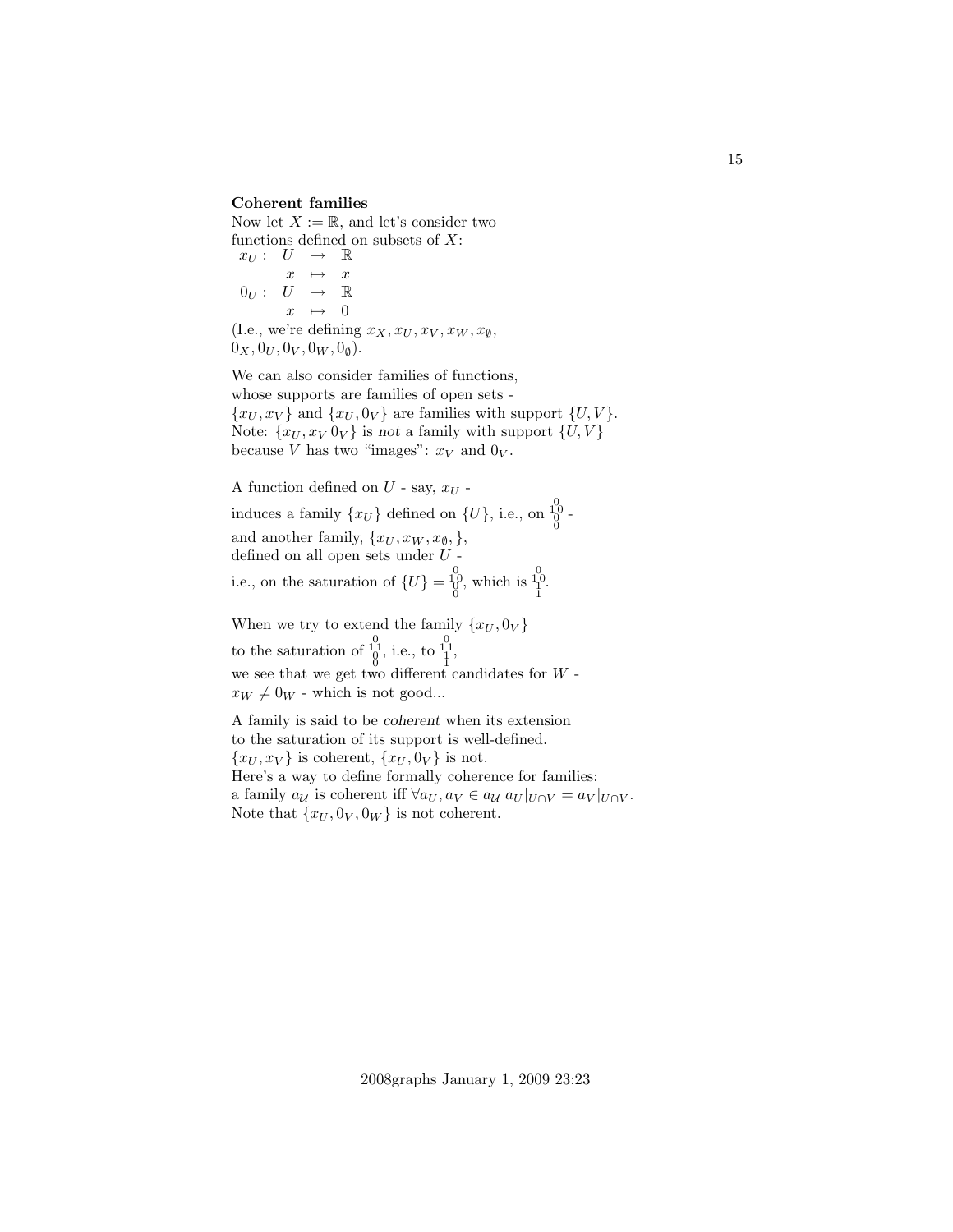**Coherent families**

Now let $X := \mathbb{R}$, and let's consider two functions defined on subsets of $X$:

$$\begin{array}{rccc} x_U: & U & \to & \mathbb{R} \\ & x & \mapsto & x \\ 0_U: & U & \to & \mathbb{R} \\ & x & \mapsto & 0 \end{array}$$

(I.e., we're defining $x_X, x_U, x_V, x_W, x_\emptyset$, $0_X, 0_U, 0_V, 0_W, 0_\emptyset$).

We can also consider families of functions, whose supports are families of open sets - $\{x_U, x_V\}$ and $\{x_U, 0_V\}$ are families with support $\{U, V\}$. Note: $\{x_U, x_V\, 0_V\}$ is *not* a family with support $\{U, V\}$ because $V$ has two "images": $x_V$ and $0_V$.

A function defined on $U$ - say, $x_U$ - induces a family $\{x_U\}$ defined on $\{U\}$, i.e., on $\begin{smallmatrix} &0& \\ 1&&0 \\ &0& \\ &0& \end{smallmatrix}$ - and another family, $\{x_U, x_W, x_\emptyset, \}$, defined on all open sets under $U$ - i.e., on the saturation of $\{U\} = \begin{smallmatrix} &0& \\ 1&&0 \\ &0& \\ &0& \end{smallmatrix}$, which is $\begin{smallmatrix} &0& \\ 1&&0 \\ &1& \\ &1& \end{smallmatrix}$.

When we try to extend the family $\{x_U, 0_V\}$ to the saturation of $\begin{smallmatrix} &0& \\ 1&&1 \\ &0& \\ &0& \end{smallmatrix}$, i.e., to $\begin{smallmatrix} &0& \\ 1&&1 \\ &1& \\ &1& \end{smallmatrix}$, we see that we get two different candidates for $W$ - $x_W \neq 0_W$ - which is not good...

A family is said to be *coherent* when its extension to the saturation of its support is well-defined. $\{x_U, x_V\}$ is coherent, $\{x_U, 0_V\}$ is not. Here's a way to define formally coherence for families: a family $a_{\mathcal{U}}$ is coherent iff $\forall a_U, a_V \in a_{\mathcal{U}}\ a_U|_{U\cap V} = a_V|_{U\cap V}$. Note that $\{x_U, 0_V, 0_W\}$ is not coherent.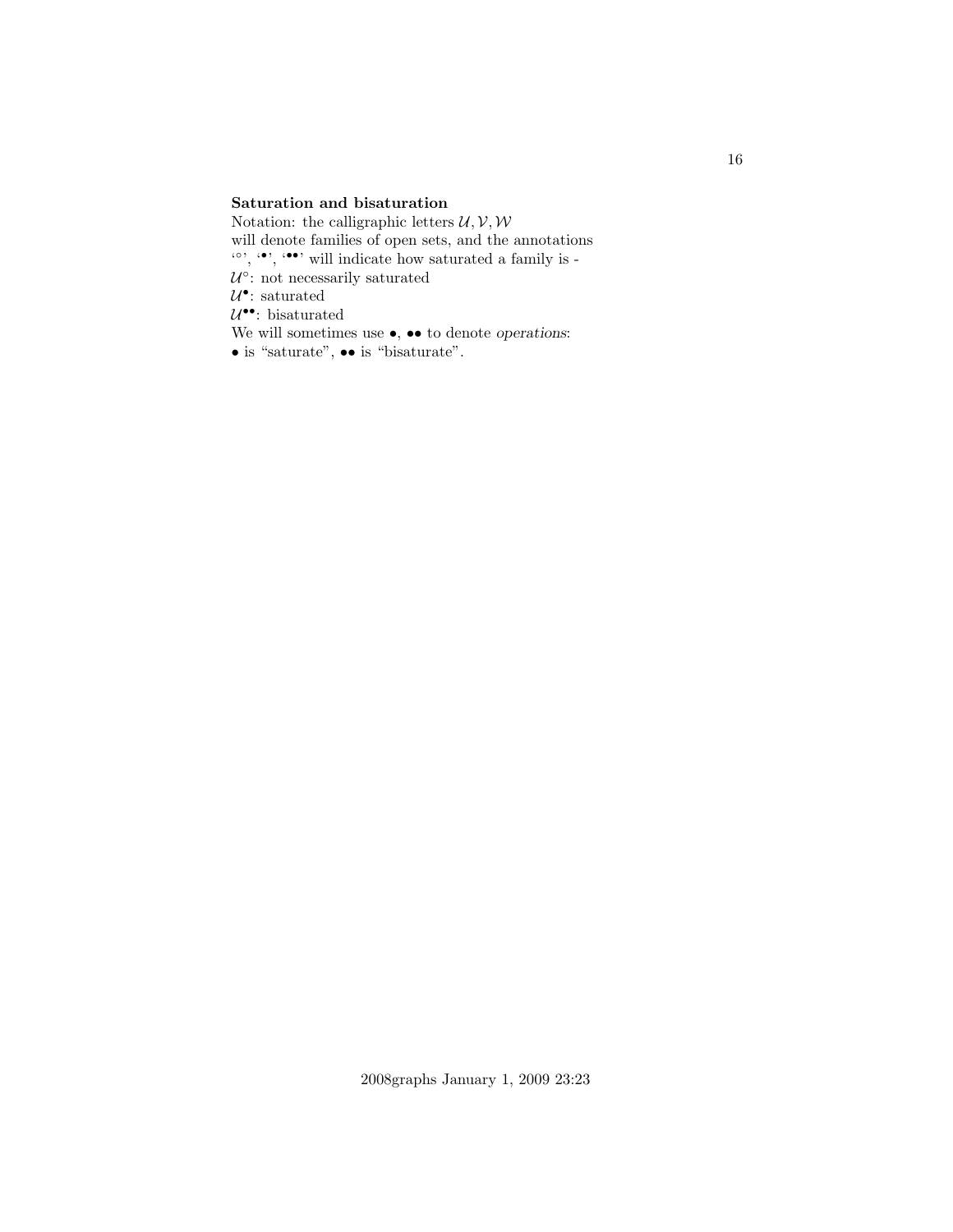**Saturation and bisaturation**

Notation: the calligraphic letters $\mathcal{U}, \mathcal{V}, \mathcal{W}$ will denote families of open sets, and the annotations '$\circ$', '$\bullet$', '$\bullet\bullet$' will indicate how saturated a family is -

$\mathcal{U}^{\circ}$: not necessarily saturated

$\mathcal{U}^{\bullet}$: saturated

$\mathcal{U}^{\bullet\bullet}$: bisaturated

We will sometimes use $\bullet$, $\bullet\bullet$ to denote *operations*:

$\bullet$ is "saturate", $\bullet\bullet$ is "bisaturate".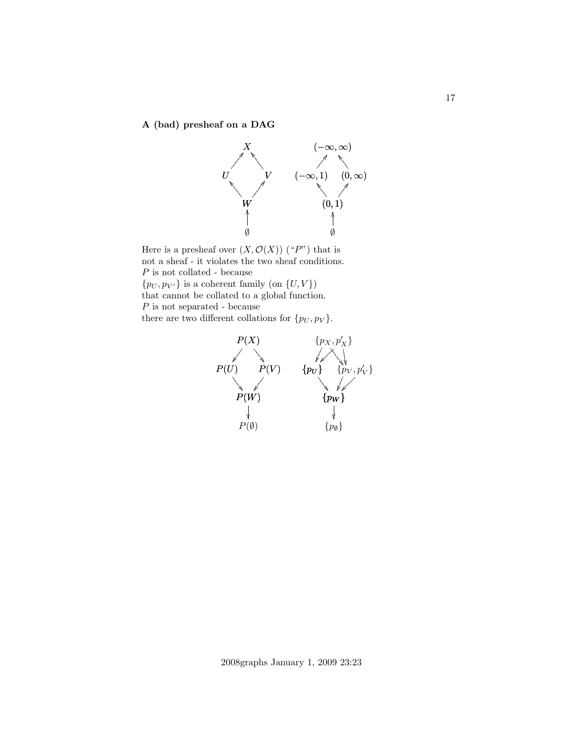**A (bad) presheaf on a DAG**

Here is a presheaf over $(X, \mathcal{O}(X))$ ("$P$") that is not a sheaf - it violates the two sheaf conditions.
$P$ is not collated - because
$\{p_U, p_{V'}\}$ is a coherent family (on $\{U, V\}$) that cannot be collated to a global function.
$P$ is not separated - because
there are two different collations for $\{p_U, p_V\}$.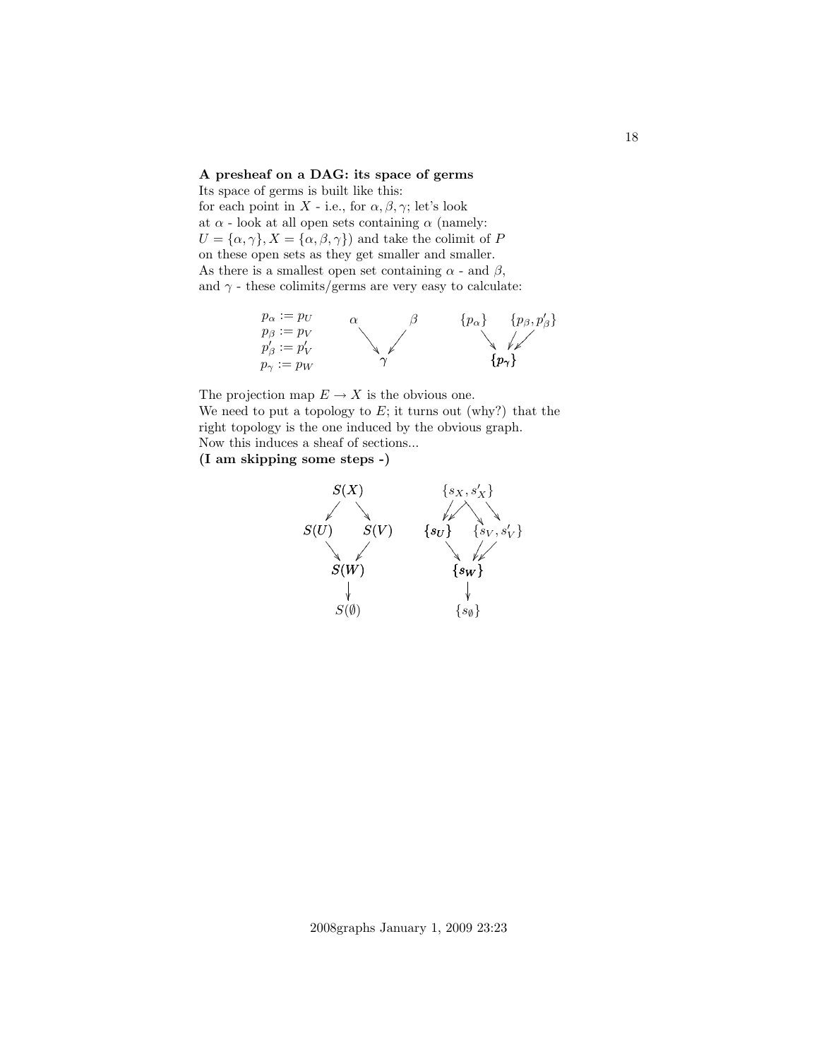**A presheaf on a DAG: its space of germs**

Its space of germs is built like this:
for each point in $X$ - i.e., for $\alpha, \beta, \gamma$; let's look
at $\alpha$ - look at all open sets containing $\alpha$ (namely:
$U = \{\alpha, \gamma\}, X = \{\alpha, \beta, \gamma\}$) and take the colimit of $P$
on these open sets as they get smaller and smaller.
As there is a smallest open set containing $\alpha$ - and $\beta$,
and $\gamma$ - these colimits/germs are very easy to calculate:

$$
\begin{array}{l}
p_\alpha := p_U \\
p_\beta := p_V \\
p'_\beta := p'_V \\
p_\gamma := p_W
\end{array}
\qquad
\begin{array}{ccc}
\alpha & & \beta \\
& \searrow \; \swarrow & \\
& \gamma &
\end{array}
\qquad
\begin{array}{ccc}
\{p_\alpha\} & & \{p_\beta, p'_\beta\} \\
& \searrow \; \swarrow\swarrow & \\
& \{p_\gamma\} &
\end{array}
$$

The projection map $E \to X$ is the obvious one.
We need to put a topology to $E$; it turns out (why?) that the
right topology is the one induced by the obvious graph.
Now this induces a sheaf of sections...
**(I am skipping some steps -)**

$$
\begin{array}{ccc}
& S(X) & \\
\swarrow & & \searrow \\
S(U) & & S(V) \\
\searrow & & \swarrow \\
& S(W) & \\
& \downarrow & \\
& S(\emptyset) &
\end{array}
\qquad
\begin{array}{ccc}
& \{s_X, s'_X\} & \\
\swarrow\swarrow & \searrow\searrow & \\
\{s_U\} & & \{s_V, s'_V\} \\
\searrow & & \swarrow\swarrow \\
& \{s_W\} & \\
& \downarrow & \\
& \{s_\emptyset\} &
\end{array}
$$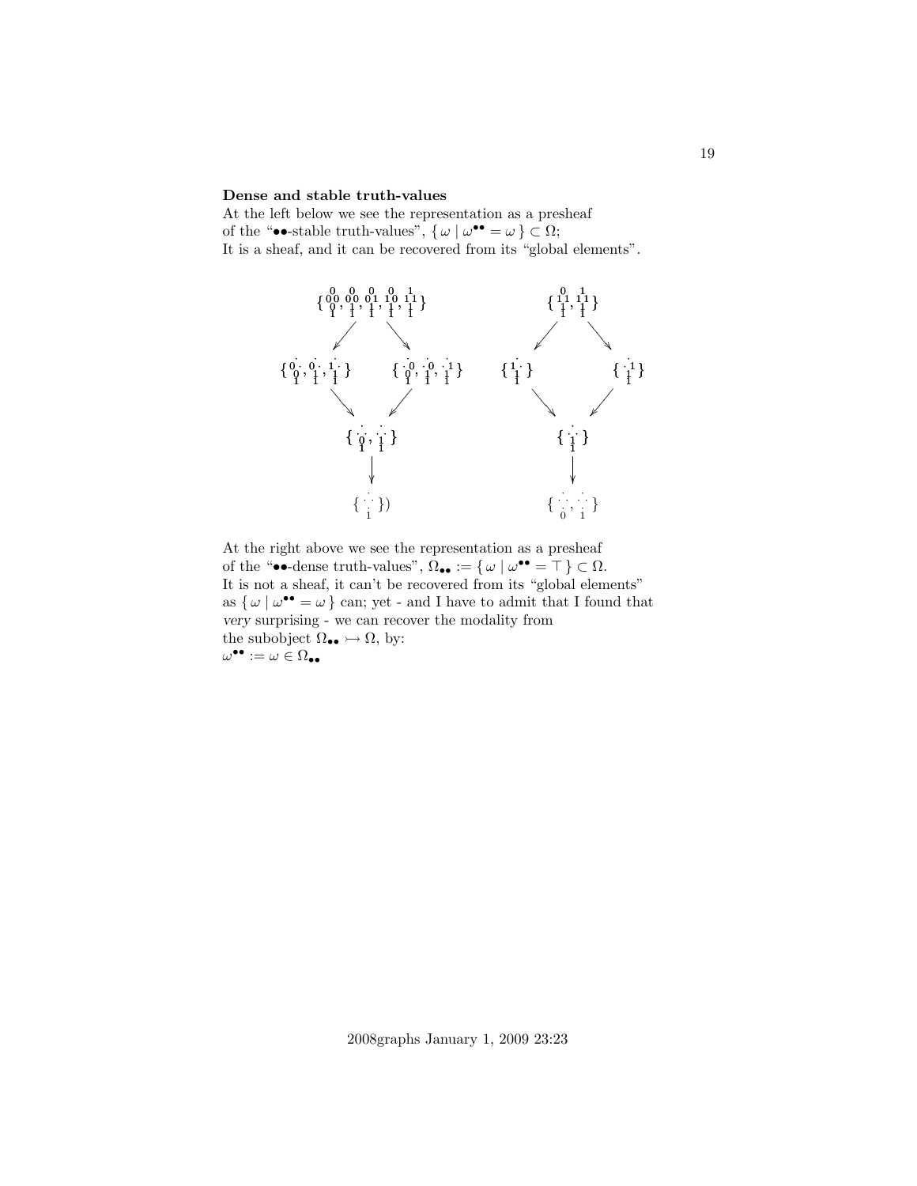**Dense and stable truth-values**

At the left below we see the representation as a presheaf of the "$\bullet\bullet$-stable truth-values", $\{\,\omega \mid \omega^{\bullet\bullet} = \omega\,\} \subset \Omega$;
It is a sheaf, and it can be recovered from its "global elements".

At the right above we see the representation as a presheaf of the "$\bullet\bullet$-dense truth-values", $\Omega_{\bullet\bullet} := \{\,\omega \mid \omega^{\bullet\bullet} = \top\,\} \subset \Omega$.
It is not a sheaf, it can't be recovered from its "global elements" as $\{\,\omega \mid \omega^{\bullet\bullet} = \omega\,\}$ can; yet - and I have to admit that I found that *very* surprising - we can recover the modality from the subobject $\Omega_{\bullet\bullet} \rightarrowtail \Omega$, by:
$\omega^{\bullet\bullet} := \omega \in \Omega_{\bullet\bullet}$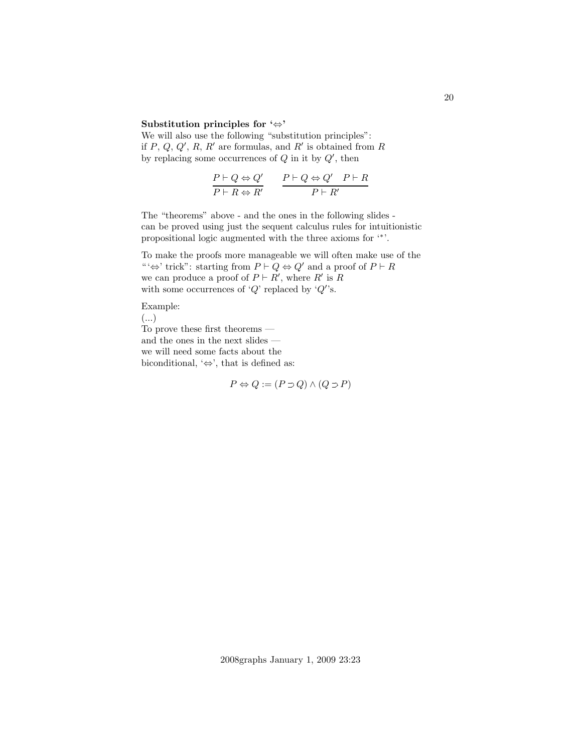**Substitution principles for '$\Leftrightarrow$'**

We will also use the following "substitution principles":
if $P$, $Q$, $Q'$, $R$, $R'$ are formulas, and $R'$ is obtained from $R$ by replacing some occurrences of $Q$ in it by $Q'$, then

$$\frac{P \vdash Q \Leftrightarrow Q'}{P \vdash R \Leftrightarrow R'} \qquad \frac{P \vdash Q \Leftrightarrow Q' \quad P \vdash R}{P \vdash R'}$$

The "theorems" above - and the ones in the following slides - can be proved using just the sequent calculus rules for intuitionistic propositional logic augmented with the three axioms for '$^*$'.

To make the proofs more manageable we will often make use of the "'$\Leftrightarrow$' trick": starting from $P \vdash Q \Leftrightarrow Q'$ and a proof of $P \vdash R$ we can produce a proof of $P \vdash R'$, where $R'$ is $R$ with some occurrences of '$Q$' replaced by '$Q'$'s.

Example:
(...)
To prove these first theorems —
and the ones in the next slides —
we will need some facts about the
biconditional, '$\Leftrightarrow$', that is defined as:

$$P \Leftrightarrow Q := (P \supset Q) \land (Q \supset P)$$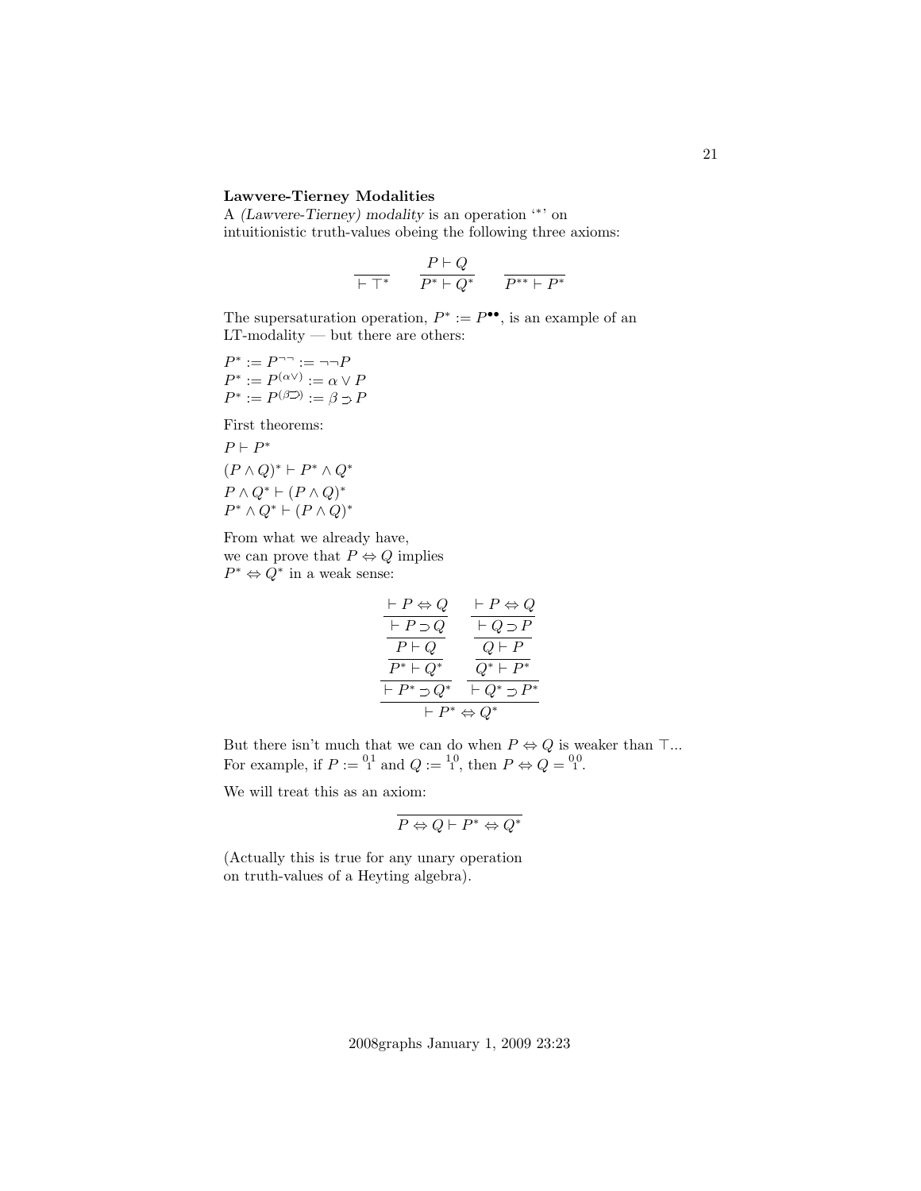**Lawvere-Tierney Modalities**

A *(Lawvere-Tierney) modality* is an operation '$^*$' on intuitionistic truth-values obeing the following three axioms:

$$\frac{}{\vdash \top^*} \qquad \frac{P \vdash Q}{P^* \vdash Q^*} \qquad \frac{}{P^{**} \vdash P^*}$$

The supersaturation operation, $P^* := P^{\bullet\bullet}$, is an example of an LT-modality — but there are others:

$P^* := P^{\neg\neg} := \neg\neg P$
$P^* := P^{(\alpha\vee)} := \alpha \vee P$
$P^* := P^{(\beta\supset)} := \beta \supset P$

First theorems:

$P \vdash P^*$
$(P \wedge Q)^* \vdash P^* \wedge Q^*$
$P \wedge Q^* \vdash (P \wedge Q)^*$
$P^* \wedge Q^* \vdash (P \wedge Q)^*$

From what we already have, we can prove that $P \Leftrightarrow Q$ implies $P^* \Leftrightarrow Q^*$ in a weak sense:

$$\dfrac{\dfrac{\dfrac{\dfrac{\dfrac{\vdash P \Leftrightarrow Q}{\vdash P \supset Q}}{P \vdash Q}}{P^* \vdash Q^*}}{\vdash P^* \supset Q^*} \qquad \dfrac{\dfrac{\dfrac{\dfrac{\vdash P \Leftrightarrow Q}{\vdash Q \supset P}}{Q \vdash P}}{Q^* \vdash P^*}}{\vdash Q^* \supset P^*}}{\vdash P^* \Leftrightarrow Q^*}$$

But there isn't much that we can do when $P \Leftrightarrow Q$ is weaker than $\top$... For example, if $P := {}^{0\,1}_{\ 1}$ and $Q := {}^{1\,0}_{\ 1}$, then $P \Leftrightarrow Q = {}^{0\,0}_{\ 1}$.

We will treat this as an axiom:

$$\frac{}{P \Leftrightarrow Q \vdash P^* \Leftrightarrow Q^*}$$

(Actually this is true for any unary operation on truth-values of a Heyting algebra).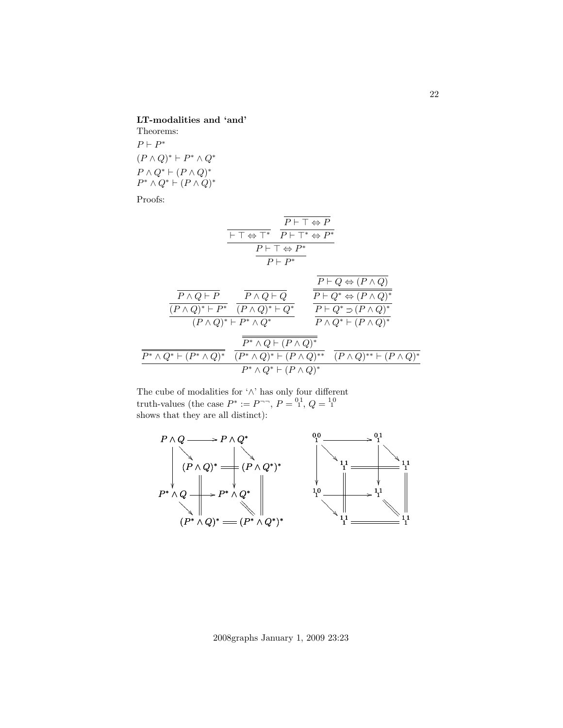**LT-modalities and 'and'**

Theorems:

$P \vdash P^*$

$(P \wedge Q)^* \vdash P^* \wedge Q^*$

$P \wedge Q^* \vdash (P \wedge Q)^*$

$P^* \wedge Q^* \vdash (P \wedge Q)^*$

Proofs:

$$\dfrac{\dfrac{}{\vdash \top \Leftrightarrow \top^*} \quad \dfrac{\dfrac{}{P \vdash \top \Leftrightarrow P}}{P \vdash \top^* \Leftrightarrow P^*}}{\dfrac{P \vdash \top \Leftrightarrow P^*}{P \vdash P^*}}$$

$$\dfrac{\dfrac{\dfrac{}{P \wedge Q \vdash P}}{(P \wedge Q)^* \vdash P^*} \quad \dfrac{\dfrac{}{P \wedge Q \vdash Q}}{(P \wedge Q)^* \vdash Q^*}}{(P \wedge Q)^* \vdash P^* \wedge Q^*} \qquad \dfrac{\dfrac{\dfrac{\dfrac{}{P \vdash Q \Leftrightarrow (P \wedge Q)}}{P \vdash Q^* \Leftrightarrow (P \wedge Q)^*}}{P \vdash Q^* \supset (P \wedge Q)^*}}{P \wedge Q^* \vdash (P \wedge Q)^*}$$

$$\dfrac{\dfrac{}{P^* \wedge Q^* \vdash (P^* \wedge Q)^*} \quad \dfrac{\dfrac{}{P^* \wedge Q \vdash (P \wedge Q)^*}}{(P^* \wedge Q)^* \vdash (P \wedge Q)^{**}} \quad \dfrac{}{(P \wedge Q)^{**} \vdash (P \wedge Q)^*}}{P^* \wedge Q^* \vdash (P \wedge Q)^*}$$

The cube of modalities for '$\wedge$' has only four different truth-values (the case $P^* := P^{\neg\neg}$, $P = {}^{0}_{1}{}^{1}$, $Q = {}^{1}_{1}{}^{0}$ shows that they are all distinct):

$$\begin{array}{ccc}
P \wedge Q & \longrightarrow & P \wedge Q^* \\
\downarrow \searrow & & \downarrow \searrow \\
& (P \wedge Q)^* = (P \wedge Q^*)^* & \\
P^* \wedge Q & \longrightarrow & P^* \wedge Q^* \\
\searrow & & \searrow \\
& (P^* \wedge Q)^* = (P^* \wedge Q^*)^* &
\end{array}
\qquad
\begin{array}{ccc}
{}^{0}_{1}{}^{0} & \longrightarrow & {}^{0}_{1}{}^{1} \\
& {}^{1}_{1}{}^{1} = {}^{1}_{1}{}^{1} & \\
{}^{1}_{1}{}^{0} & \longrightarrow & {}^{1}_{1}{}^{1} \\
& {}^{1}_{1}{}^{1} = {}^{1}_{1}{}^{1} &
\end{array}$$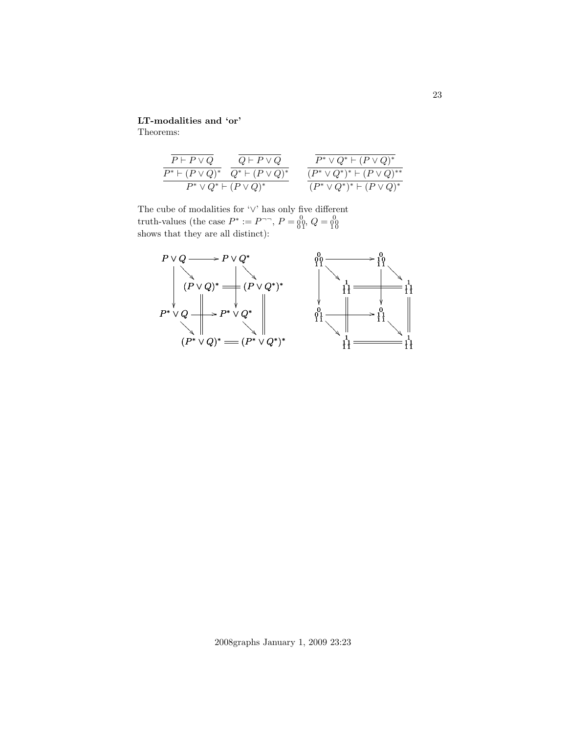**LT-modalities and 'or'**
Theorems:

$$
\dfrac{\dfrac{\overline{P \vdash P \vee Q}}{P^* \vdash (P \vee Q)^*} \quad \dfrac{\overline{Q \vdash P \vee Q}}{Q^* \vdash (P \vee Q)^*}}{P^* \vee Q^* \vdash (P \vee Q)^*}
\qquad
\dfrac{\dfrac{\overline{P^* \vee Q^* \vdash (P \vee Q)^*}}{(P^* \vee Q^*)^* \vdash (P \vee Q)^{**}}}{(P^* \vee Q^*)^* \vdash (P \vee Q)^*}
$$

The cube of modalities for '$\vee$' has only five different truth-values (the case $P^* := P^{\neg\neg}$, $P = {}^{\;0}_{0\,0}{}_{0\,1}$, $Q = {}^{\;0}_{0\,0}{}_{1\,0}$ shows that they are all distinct):

$$
\begin{array}{ccccccc}
P \vee Q & \longrightarrow & P \vee Q^* & & & & \\
\downarrow & \searrow & \downarrow & \searrow & & & \\
 & & (P \vee Q)^* & = & (P \vee Q^*)^* & & \\
P^* \vee Q & \longrightarrow & P^* \vee Q^* & & & & \\
 & \searrow & \| & \searrow & \| & & \\
 & & (P^* \vee Q)^* & = & (P^* \vee Q^*)^* & &
\end{array}
$$

$$
\begin{array}{ccccccc}
{}^{\;0}_{0\,0}{}_{1\,1} & \longrightarrow & {}^{\;0}_{1\,0}{}_{1\,1} & & & & \\
\downarrow & \searrow & \downarrow & \searrow & & & \\
 & & {}^{\;1}_{1\,1}{}_{1\,1} & = & {}^{\;1}_{1\,1}{}_{1\,1} & & \\
{}^{\;0}_{0\,1}{}_{1\,1} & \longrightarrow & {}^{\;0}_{1\,1}{}_{1\,1} & & & & \\
 & \searrow & \| & \searrow & \| & & \\
 & & {}^{\;1}_{1\,1}{}_{1\,1} & = & {}^{\;1}_{1\,1}{}_{1\,1} & &
\end{array}
$$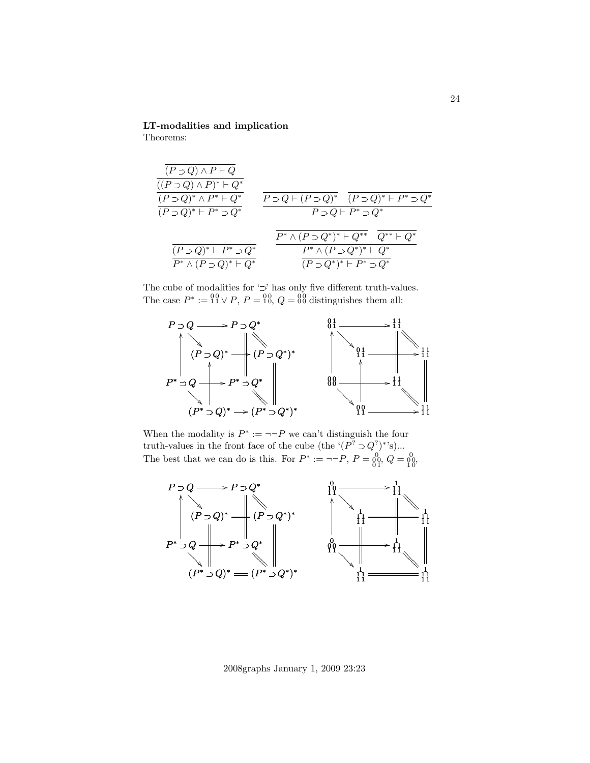**LT-modalities and implication**

Theorems:

$$\dfrac{\dfrac{\dfrac{\overline{(P \supset Q) \wedge P \vdash Q}}{((P \supset Q) \wedge P)^* \vdash Q^*}}{(P \supset Q)^* \wedge P^* \vdash Q^*}}{(P \supset Q)^* \vdash P^* \supset Q^*} \qquad \dfrac{\overline{P \supset Q \vdash (P \supset Q)^*} \quad \overline{(P \supset Q)^* \vdash P^* \supset Q^*}}{P \supset Q \vdash P^* \supset Q^*}$$

$$\dfrac{\overline{(P \supset Q)^* \vdash P^* \supset Q^*}}{P^* \wedge (P \supset Q)^* \vdash Q^*} \qquad \dfrac{\dfrac{\overline{P^* \wedge (P \supset Q^*)^* \vdash Q^{**}} \quad \overline{Q^{**} \vdash Q^*}}{P^* \wedge (P \supset Q^*)^* \vdash Q^*}}{(P \supset Q^*)^* \vdash P^* \supset Q^*}$$

The cube of modalities for '$\supset$' has only five different truth-values.
The case $P^* := {}^{00}_{11} \vee P$, $P = {}^{00}_{10}$, $Q = {}^{00}_{00}$ distinguishes them all:

| Cube position | Formula | Value |
|---|---|---|
| top back left | $P \supset Q$ | ${}^{01}_{01}$ |
| top back right | $P \supset Q^*$ | ${}^{11}_{11}$ |
| top front left | $(P \supset Q)^*$ | ${}^{01}_{11}$ |
| top front right | $(P \supset Q^*)^*$ | ${}^{11}_{11}$ |
| bottom back left | $P^* \supset Q$ | ${}^{00}_{00}$ |
| bottom back right | $P^* \supset Q^*$ | ${}^{11}_{11}$ |
| bottom front left | $(P^* \supset Q)^*$ | ${}^{00}_{11}$ |
| bottom front right | $(P^* \supset Q^*)^*$ | ${}^{11}_{11}$ |

When the modality is $P^* := \neg\neg P$ we can't distinguish the four truth-values in the front face of the cube (the '$(P^? \supset Q^?)^*$'s)...
The best that we can do is this. For $P^* := \neg\neg P$, $P = {}^{\;0}_{00}{}_{01}$, $Q = {}^{\;0}_{00}{}_{10}$,

| Cube position | Formula | Value |
|---|---|---|
| top back left | $P \supset Q$ | ${}^{0}_{10}{}_{11}$ |
| top back right | $P \supset Q^*$ | ${}^{1}_{11}{}_{11}$ |
| top front left | $(P \supset Q)^*$ | ${}^{1}_{11}{}_{11}$ |
| top front right | $(P \supset Q^*)^*$ | ${}^{1}_{11}{}_{11}$ |
| bottom back left | $P^* \supset Q$ | ${}^{0}_{00}{}_{11}$ |
| bottom back right | $P^* \supset Q^*$ | ${}^{1}_{11}{}_{11}$ |
| bottom front left | $(P^* \supset Q)^*$ | ${}^{1}_{11}{}_{11}$ |
| bottom front right | $(P^* \supset Q^*)^*$ | ${}^{1}_{11}{}_{11}$ |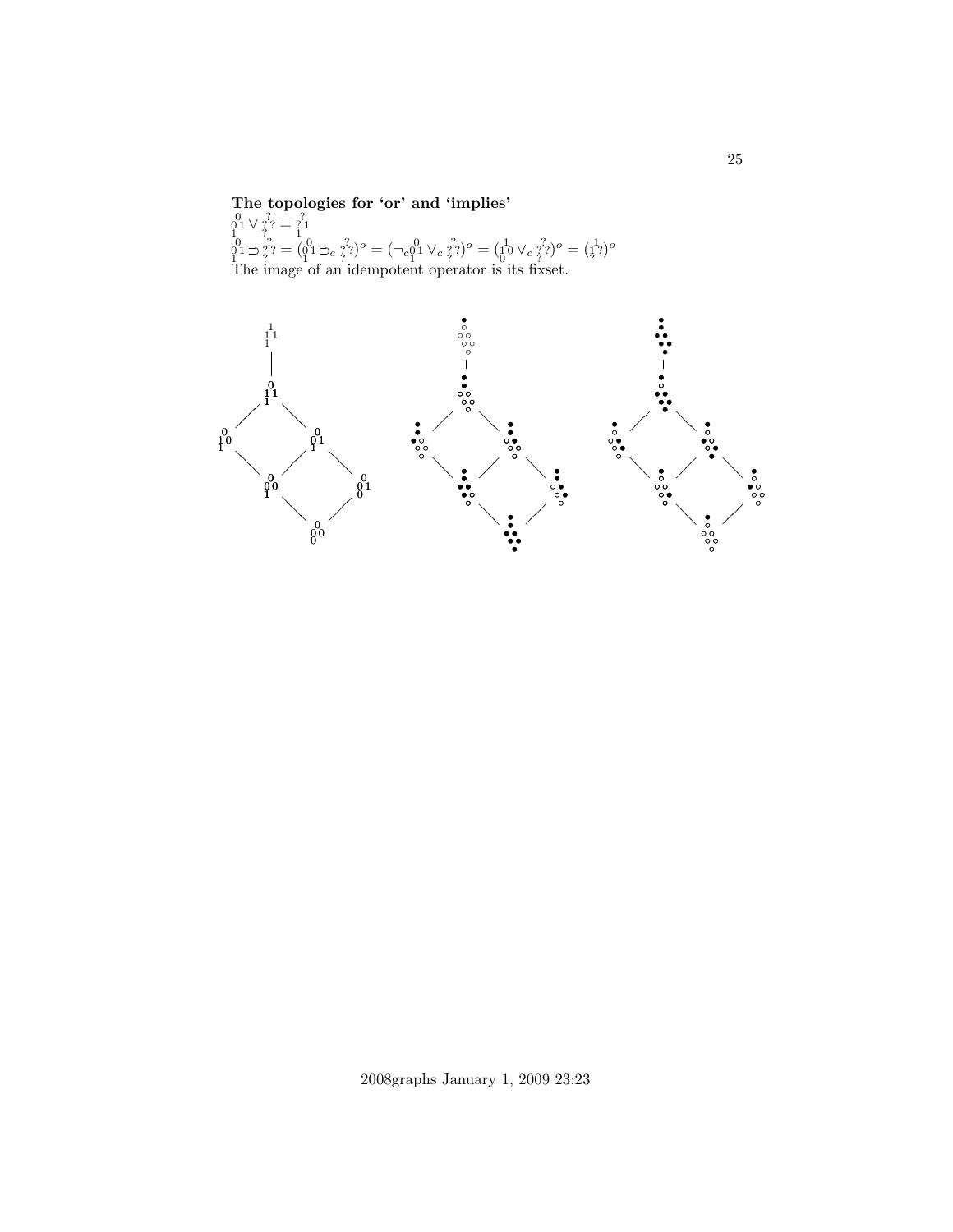**The topologies for 'or' and 'implies'**

$\begin{smallmatrix}0\\0\,1\\1\end{smallmatrix} \vee \begin{smallmatrix}?\\?\,?\\?\end{smallmatrix} = \begin{smallmatrix}?\\?\,1\\1\end{smallmatrix}$

$\begin{smallmatrix}0\\0\,1\\1\end{smallmatrix} \supset \begin{smallmatrix}?\\?\,?\\?\end{smallmatrix} = (\begin{smallmatrix}0\\0\,1\\1\end{smallmatrix} \supset_c \begin{smallmatrix}?\\?\,?\\?\end{smallmatrix})^o = (\neg_c \begin{smallmatrix}0\\0\,1\\1\end{smallmatrix} \vee_c \begin{smallmatrix}?\\?\,?\\?\end{smallmatrix})^o = (\begin{smallmatrix}1\\1\,0\\0\end{smallmatrix} \vee_c \begin{smallmatrix}?\\?\,?\\?\end{smallmatrix})^o = (\begin{smallmatrix}1\\1\,?\\?\end{smallmatrix})^o$

The image of an idempotent operator is its fixset.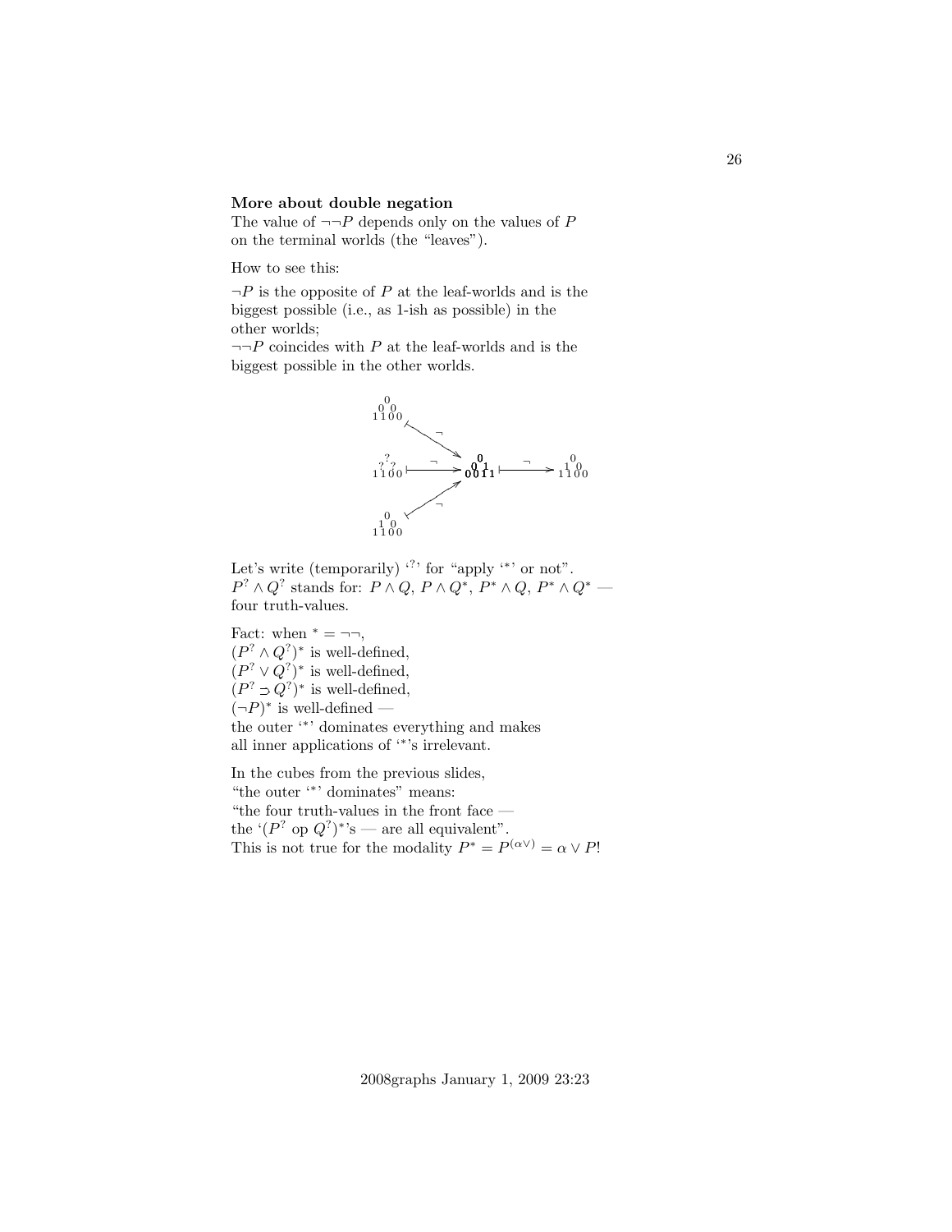**More about double negation**

The value of $\neg\neg P$ depends only on the values of $P$ on the terminal worlds (the "leaves").

How to see this:

$\neg P$ is the opposite of $P$ at the leaf-worlds and is the biggest possible (i.e., as 1-ish as possible) in the other worlds;

$\neg\neg P$ coincides with $P$ at the leaf-worlds and is the biggest possible in the other worlds.

Let's write (temporarily) '$^?$' for "apply '$^*$' or not".

$P^? \wedge Q^?$ stands for: $P \wedge Q$, $P \wedge Q^*$, $P^* \wedge Q$, $P^* \wedge Q^*$ — four truth-values.

Fact: when $^* = \neg\neg$,

$(P^? \wedge Q^?)^*$ is well-defined,

$(P^? \vee Q^?)^*$ is well-defined,

$(P^? \supset Q^?)^*$ is well-defined,

$(\neg P)^*$ is well-defined —

the outer '$^*$' dominates everything and makes all inner applications of '$^*$'s irrelevant.

In the cubes from the previous slides,

"the outer '$^*$' dominates" means:

"the four truth-values in the front face — the '$(P^?$ op $Q^?)^*$'s — are all equivalent".

This is not true for the modality $P^* = P^{(\alpha\vee)} = \alpha \vee P$!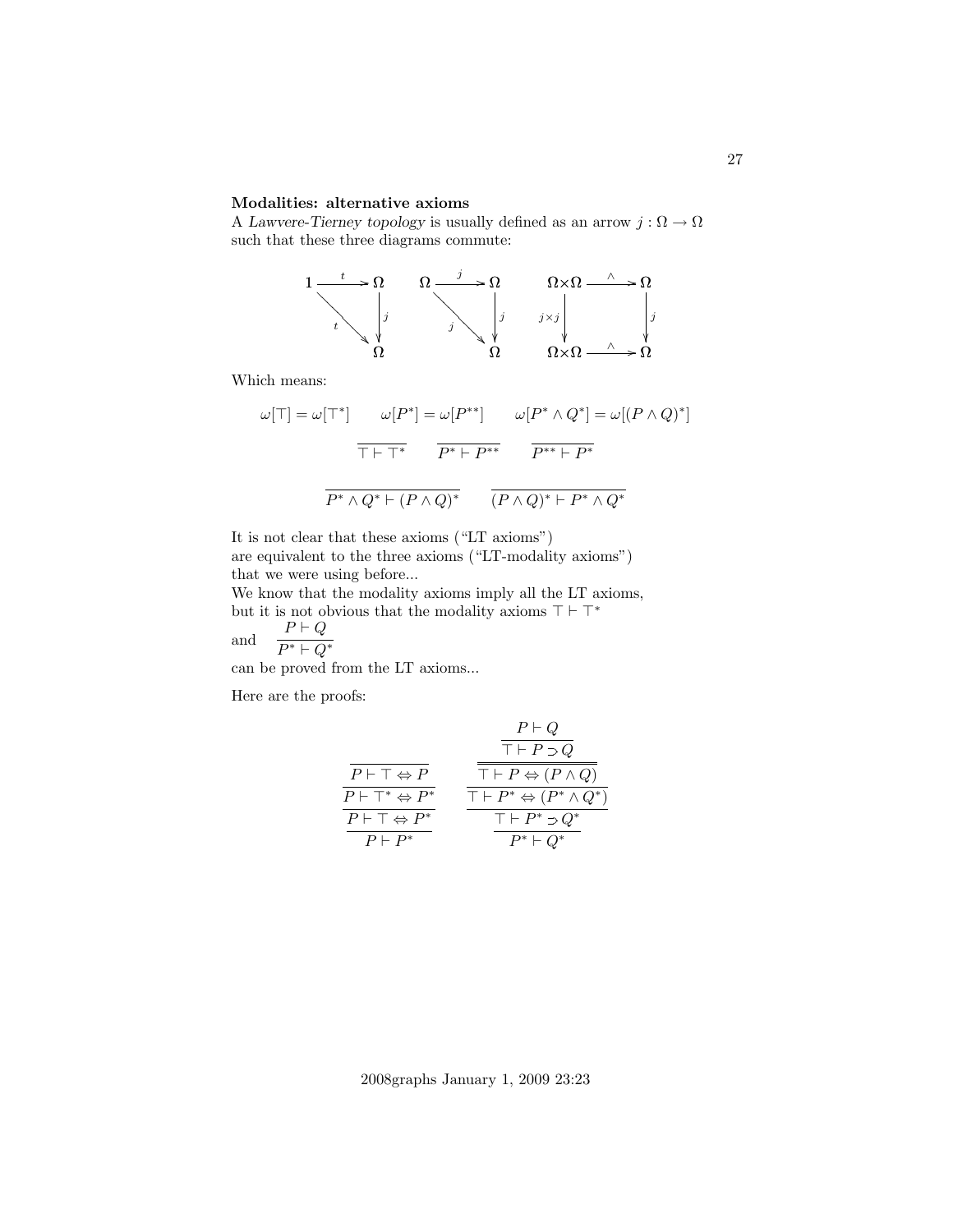**Modalities: alternative axioms**

A *Lawvere-Tierney topology* is usually defined as an arrow $j : \Omega \to \Omega$ such that these three diagrams commute:

$$
\begin{array}{ccc}
1 \xrightarrow{t} \Omega & \quad \Omega \xrightarrow{j} \Omega & \quad \Omega\times\Omega \xrightarrow{\wedge} \Omega \\
{}_{t}\searrow \;\; \downarrow j & \quad {}_{j}\searrow \;\; \downarrow j & \quad {\scriptstyle j\times j}\downarrow \qquad\quad \downarrow j \\
\Omega & \quad \Omega & \quad \Omega\times\Omega \xrightarrow{\wedge} \Omega
\end{array}
$$

Which means:

$$\omega[\top] = \omega[\top^*] \qquad \omega[P^*] = \omega[P^{**}] \qquad \omega[P^* \wedge Q^*] = \omega[(P \wedge Q)^*]$$

$$\frac{}{\top \vdash \top^*} \qquad \frac{}{P^* \vdash P^{**}} \qquad \frac{}{P^{**} \vdash P^*}$$

$$\frac{}{P^* \wedge Q^* \vdash (P \wedge Q)^*} \qquad \frac{}{(P \wedge Q)^* \vdash P^* \wedge Q^*}$$

It is not clear that these axioms ("LT axioms")
are equivalent to the three axioms ("LT-modality axioms")
that we were using before...
We know that the modality axioms imply all the LT axioms,
but it is not obvious that the modality axioms $\top \vdash \top^*$
and $\dfrac{P \vdash Q}{P^* \vdash Q^*}$
can be proved from the LT axioms...

Here are the proofs:

$$
\dfrac{\dfrac{\dfrac{\dfrac{}{P \vdash \top \Leftrightarrow P}}{P \vdash \top^* \Leftrightarrow P^*}}{P \vdash \top \Leftrightarrow P^*}}{P \vdash P^*}
\qquad\qquad
\dfrac{\dfrac{\dfrac{\dfrac{\dfrac{P \vdash Q}{\top \vdash P \supset Q}}{\top \vdash P \Leftrightarrow (P \wedge Q)}}{\top \vdash P^* \Leftrightarrow (P^* \wedge Q^*)}}{\top \vdash P^* \supset Q^*}}{P^* \vdash Q^*}
$$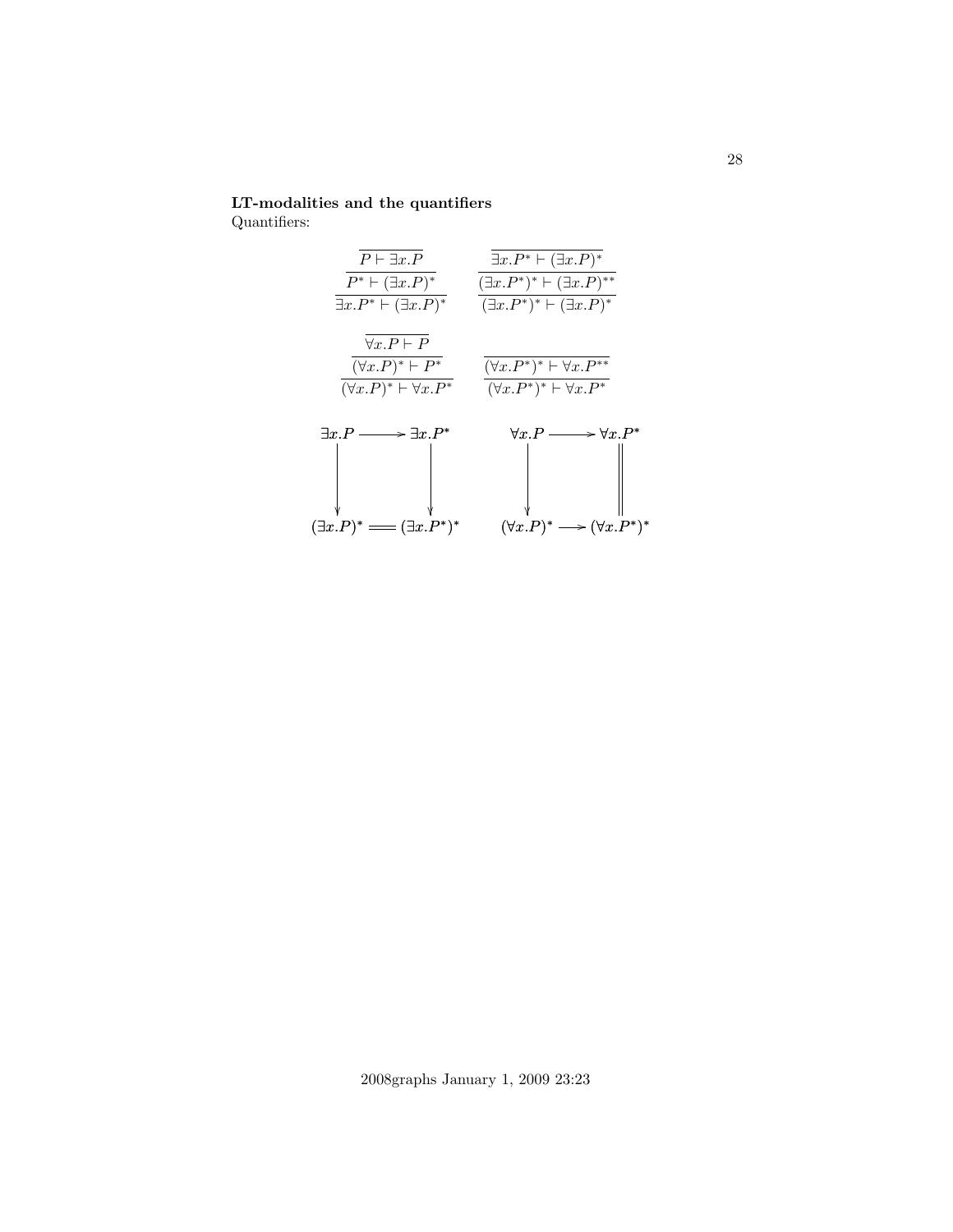**LT-modalities and the quantifiers**
Quantifiers:

$$\dfrac{\dfrac{\overline{P \vdash \exists x.P}}{P^* \vdash (\exists x.P)^*}}{\exists x.P^* \vdash (\exists x.P)^*} \qquad \dfrac{\dfrac{\overline{\exists x.P^* \vdash (\exists x.P)^*}}{(\exists x.P^*)^* \vdash (\exists x.P)^{**}}}{(\exists x.P^*)^* \vdash (\exists x.P)^*}$$

$$\dfrac{\dfrac{\overline{\forall x.P \vdash P}}{(\forall x.P)^* \vdash P^*}}{(\forall x.P)^* \vdash \forall x.P^*} \qquad \dfrac{\overline{(\forall x.P^*)^* \vdash \forall x.P^{**}}}{(\forall x.P^*)^* \vdash \forall x.P^*}$$

$$\begin{array}{ccc}
\exists x.P & \longrightarrow & \exists x.P^* \\
\downarrow & & \downarrow \\
(\exists x.P)^* & = & (\exists x.P^*)^*
\end{array}
\qquad
\begin{array}{ccc}
\forall x.P & \longrightarrow & \forall x.P^* \\
\downarrow & & \| \\
(\forall x.P)^* & \longrightarrow & (\forall x.P^*)^*
\end{array}$$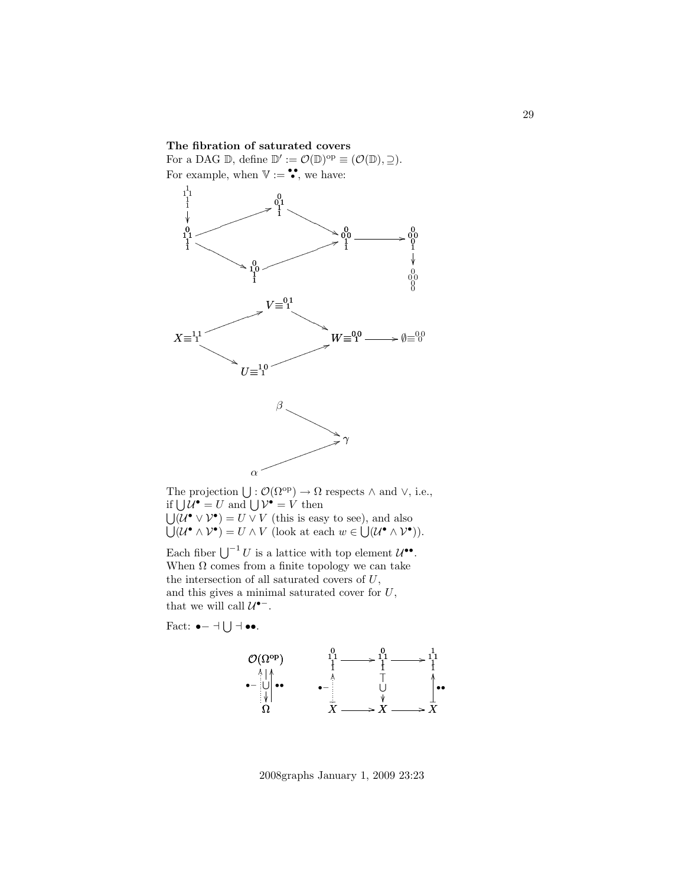**The fibration of saturated covers**

For a DAG $\mathbb{D}$, define $\mathbb{D}' := \mathcal{O}(\mathbb{D})^{\text{op}} \equiv (\mathcal{O}(\mathbb{D}), \supseteq)$.

For example, when $\mathbb{V} :=$ ⁘, we have:

$V \equiv {}^{01}_{\ 1}$, $X \equiv {}^{11}_{\ 1}$, $W \equiv {}^{00}_{\ 1}$, $\emptyset \equiv {}^{00}_{\ 0}$, $U \equiv {}^{10}_{\ 1}$

$\beta \to \gamma$, $\alpha \to \gamma$

The projection $\bigcup : \mathcal{O}(\Omega^{\text{op}}) \to \Omega$ respects $\wedge$ and $\vee$, i.e., if $\bigcup \mathcal{U}^\bullet = U$ and $\bigcup \mathcal{V}^\bullet = V$ then
$\bigcup(\mathcal{U}^\bullet \vee \mathcal{V}^\bullet) = U \vee V$ (this is easy to see), and also
$\bigcup(\mathcal{U}^\bullet \wedge \mathcal{V}^\bullet) = U \wedge V$ (look at each $w \in \bigcup(\mathcal{U}^\bullet \wedge \mathcal{V}^\bullet)$).

Each fiber $\bigcup^{-1} U$ is a lattice with top element $\mathcal{U}^{\bullet\bullet}$.
When $\Omega$ comes from a finite topology we can take the intersection of all saturated covers of $U$, and this gives a minimal saturated cover for $U$, that we will call $\mathcal{U}^{\bullet-}$.

Fact: $\bullet- \dashv \bigcup \dashv \bullet\bullet$.

$\mathcal{O}(\Omega^{\text{op}})$, $\Omega$, $\bullet-$, $\bigcup$, $\bullet\bullet$, $X$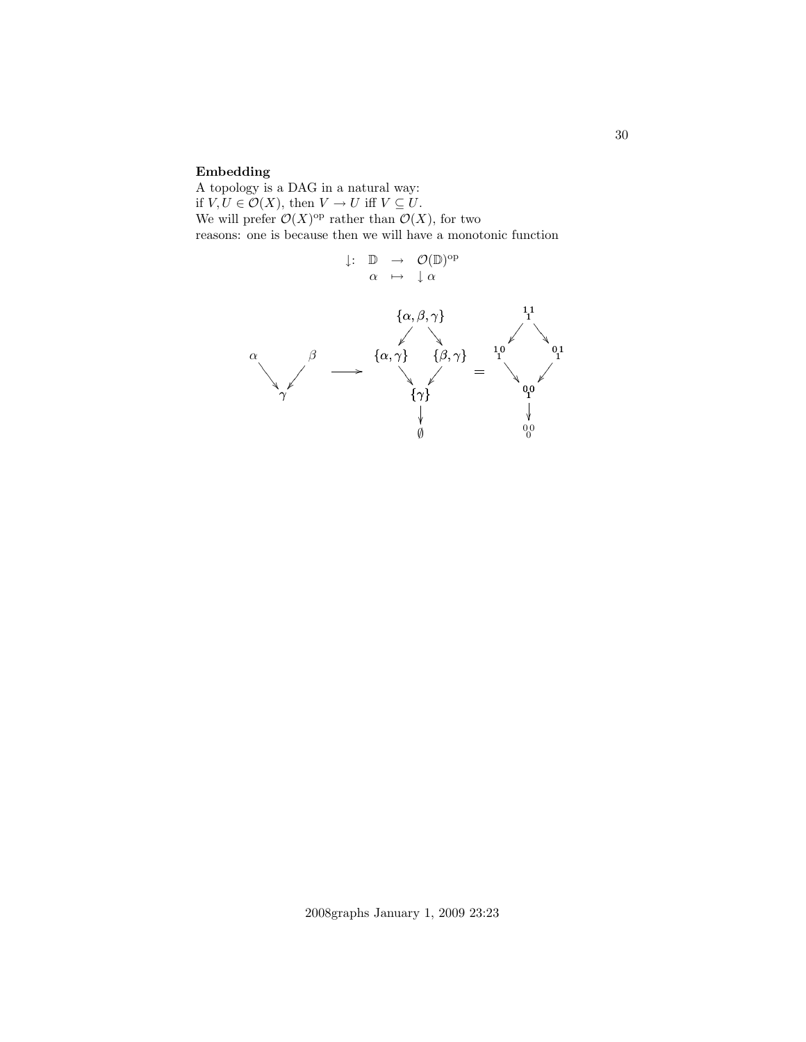**Embedding**

A topology is a DAG in a natural way:
if $V, U \in \mathcal{O}(X)$, then $V \to U$ iff $V \subseteq U$.
We will prefer $\mathcal{O}(X)^{\text{op}}$ rather than $\mathcal{O}(X)$, for two reasons: one is because then we will have a monotonic function

$$\begin{array}{rccc} \downarrow: & \mathbb{D} & \to & \mathcal{O}(\mathbb{D})^{\text{op}} \\ & \alpha & \mapsto & \downarrow \alpha \end{array}$$

$$\begin{array}{ccc} \alpha & & \beta \\ & \searrow \;\; \swarrow & \\ & \gamma & \end{array} \longrightarrow \begin{array}{ccc} & \{\alpha,\beta,\gamma\} & \\ \swarrow & & \searrow \\ \{\alpha,\gamma\} & & \{\beta,\gamma\} \\ \searrow & & \swarrow \\ & \{\gamma\} & \\ & \downarrow & \\ & \emptyset & \end{array} = \begin{array}{ccc} & {}^{1\,1}_{\;1} & \\ \swarrow & & \searrow \\ {}^{1\,0}_{\;1} & & {}^{0\,1}_{\;1} \\ \searrow & & \swarrow \\ & {}^{0\,0}_{\;1} & \\ & \downarrow & \\ & {}^{0\,0}_{\;0} & \end{array}$$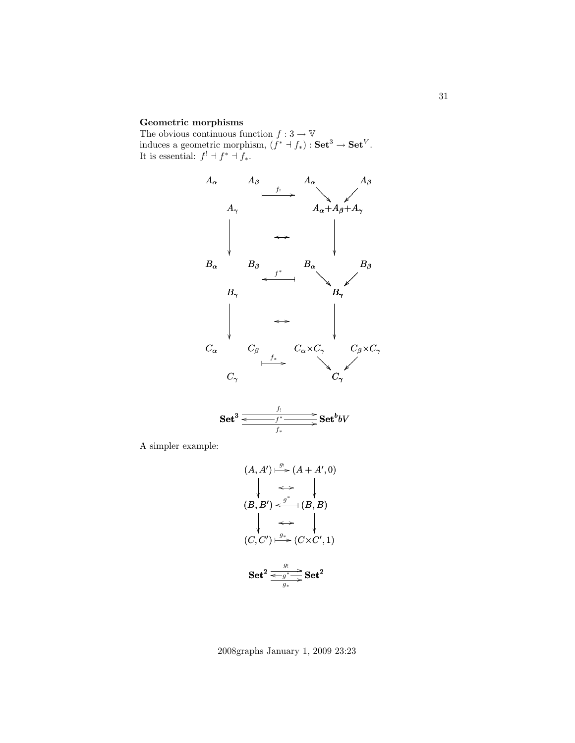**Geometric morphisms**

The obvious continuous function $f : 3 \to \mathbb{V}$
induces a geometric morphism, $(f^* \dashv f_*) : \mathbf{Set}^3 \to \mathbf{Set}^V$.
It is essential: $f^! \dashv f^* \dashv f_*$.

$$
\begin{array}{ccc}
\begin{matrix} A_\alpha & & A_\beta \\ & A_\gamma & \end{matrix} & \overset{f_!}{\longmapsto} & \begin{matrix} A_\alpha & & A_\beta \\ & \searrow \ \swarrow & \\ & A_\alpha + A_\beta + A_\gamma & \end{matrix} \\
\downarrow & \longleftrightarrow & \downarrow \\
\begin{matrix} B_\alpha & & B_\beta \\ & B_\gamma & \end{matrix} & \overset{f^*}{\longleftarrow\!\shortmid} & \begin{matrix} B_\alpha & & B_\beta \\ & \searrow \ \swarrow & \\ & B_\gamma & \end{matrix} \\
\downarrow & \longleftrightarrow & \downarrow \\
\begin{matrix} C_\alpha & & C_\beta \\ & C_\gamma & \end{matrix} & \overset{f_*}{\longmapsto} & \begin{matrix} C_\alpha \times C_\gamma & & C_\beta \times C_\gamma \\ & \searrow \ \swarrow & \\ & C_\gamma & \end{matrix}
\end{array}
$$

$$
\mathbf{Set}^3 \;\underset{f_*}{\overset{f_!}{\rightleftarrows}}\; \mathbf{Set}^b bV \quad (f^* \text{ leftward})
$$

A simpler example:

$$
\begin{array}{ccc}
(A, A') & \overset{g_!}{\longmapsto} & (A + A', 0) \\
\downarrow & \longleftrightarrow & \downarrow \\
(B, B') & \overset{g^*}{\longleftarrow\!\shortmid} & (B, B) \\
\downarrow & \longleftrightarrow & \downarrow \\
(C, C') & \overset{g_*}{\longmapsto} & (C \times C', 1)
\end{array}
$$

$$
\mathbf{Set}^2 \;\underset{g_*}{\overset{g_!}{\rightleftarrows}}\; \mathbf{Set}^2 \quad (g^* \text{ leftward})
$$